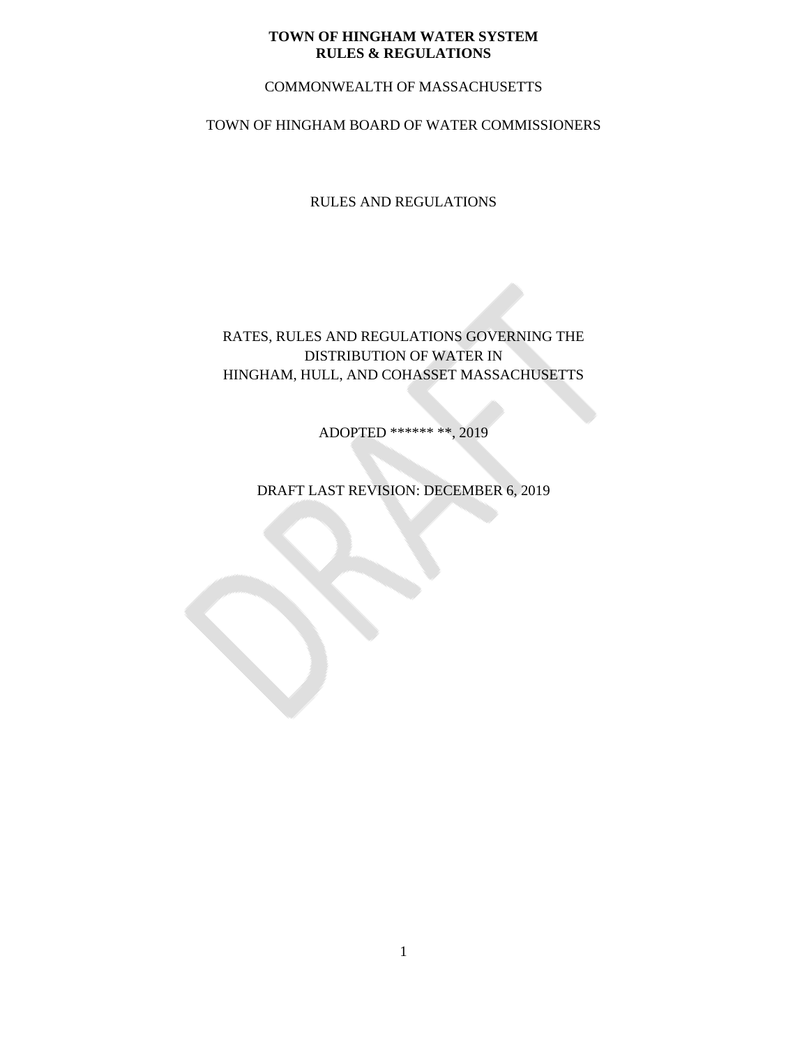**TOWN OF HINGHAM WATER SYSTEM**
**RULES & REGULATIONS**

COMMONWEALTH OF MASSACHUSETTS

TOWN OF HINGHAM BOARD OF WATER COMMISSIONERS

RULES AND REGULATIONS

RATES, RULES AND REGULATIONS GOVERNING THE DISTRIBUTION OF WATER IN HINGHAM, HULL, AND COHASSET MASSACHUSETTS

ADOPTED ****** **, 2019

DRAFT LAST REVISION: DECEMBER 6, 2019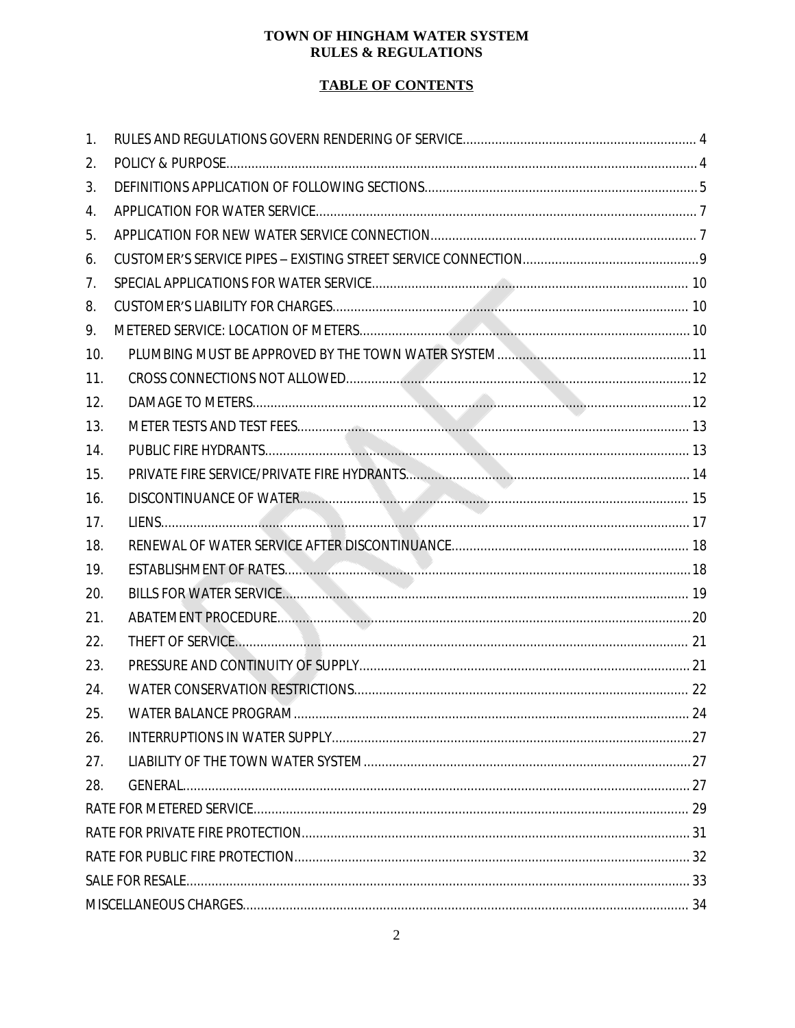**TOWN OF HINGHAM WATER SYSTEM**
**RULES & REGULATIONS**

**TABLE OF CONTENTS**

1. RULES AND REGULATIONS GOVERN RENDERING OF SERVICE ........ 4
2. POLICY & PURPOSE ........ 4
3. DEFINITIONS APPLICATION OF FOLLOWING SECTIONS ........ 5
4. APPLICATION FOR WATER SERVICE ........ 7
5. APPLICATION FOR NEW WATER SERVICE CONNECTION ........ 7
6. CUSTOMER'S SERVICE PIPES – EXISTING STREET SERVICE CONNECTION ........ 9
7. SPECIAL APPLICATIONS FOR WATER SERVICE ........ 10
8. CUSTOMER'S LIABILITY FOR CHARGES ........ 10
9. METERED SERVICE: LOCATION OF METERS ........ 10
10. PLUMBING MUST BE APPROVED BY THE TOWN WATER SYSTEM ........ 11
11. CROSS CONNECTIONS NOT ALLOWED ........ 12
12. DAMAGE TO METERS ........ 12
13. METER TESTS AND TEST FEES ........ 13
14. PUBLIC FIRE HYDRANTS ........ 13
15. PRIVATE FIRE SERVICE/PRIVATE FIRE HYDRANTS ........ 14
16. DISCONTINUANCE OF WATER ........ 15
17. LIENS ........ 17
18. RENEWAL OF WATER SERVICE AFTER DISCONTINUANCE ........ 18
19. ESTABLISHMENT OF RATES ........ 18
20. BILLS FOR WATER SERVICE ........ 19
21. ABATEMENT PROCEDURE ........ 20
22. THEFT OF SERVICE ........ 21
23. PRESSURE AND CONTINUITY OF SUPPLY ........ 21
24. WATER CONSERVATION RESTRICTIONS ........ 22
25. WATER BALANCE PROGRAM ........ 24
26. INTERRUPTIONS IN WATER SUPPLY ........ 27
27. LIABILITY OF THE TOWN WATER SYSTEM ........ 27
28. GENERAL ........ 27

RATE FOR METERED SERVICE ........ 29
RATE FOR PRIVATE FIRE PROTECTION ........ 31
RATE FOR PUBLIC FIRE PROTECTION ........ 32
SALE FOR RESALE ........ 33
MISCELLANEOUS CHARGES ........ 34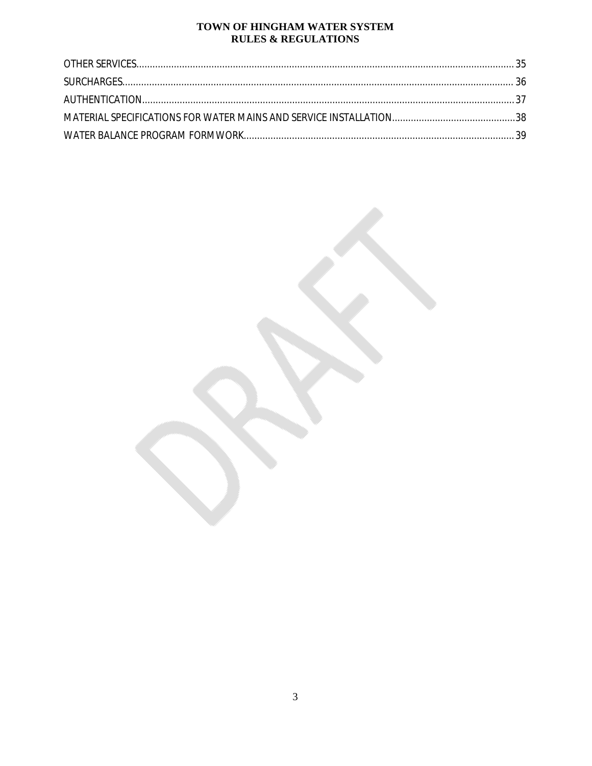OTHER SERVICES....................................................................................................................................35

SURCHARGES.........................................................................................................................................36

AUTHENTICATION...................................................................................................................................37

MATERIAL SPECIFICATIONS FOR WATER MAINS AND SERVICE INSTALLATION.............................................38

WATER BALANCE PROGRAM FORMWORK...................................................................................................39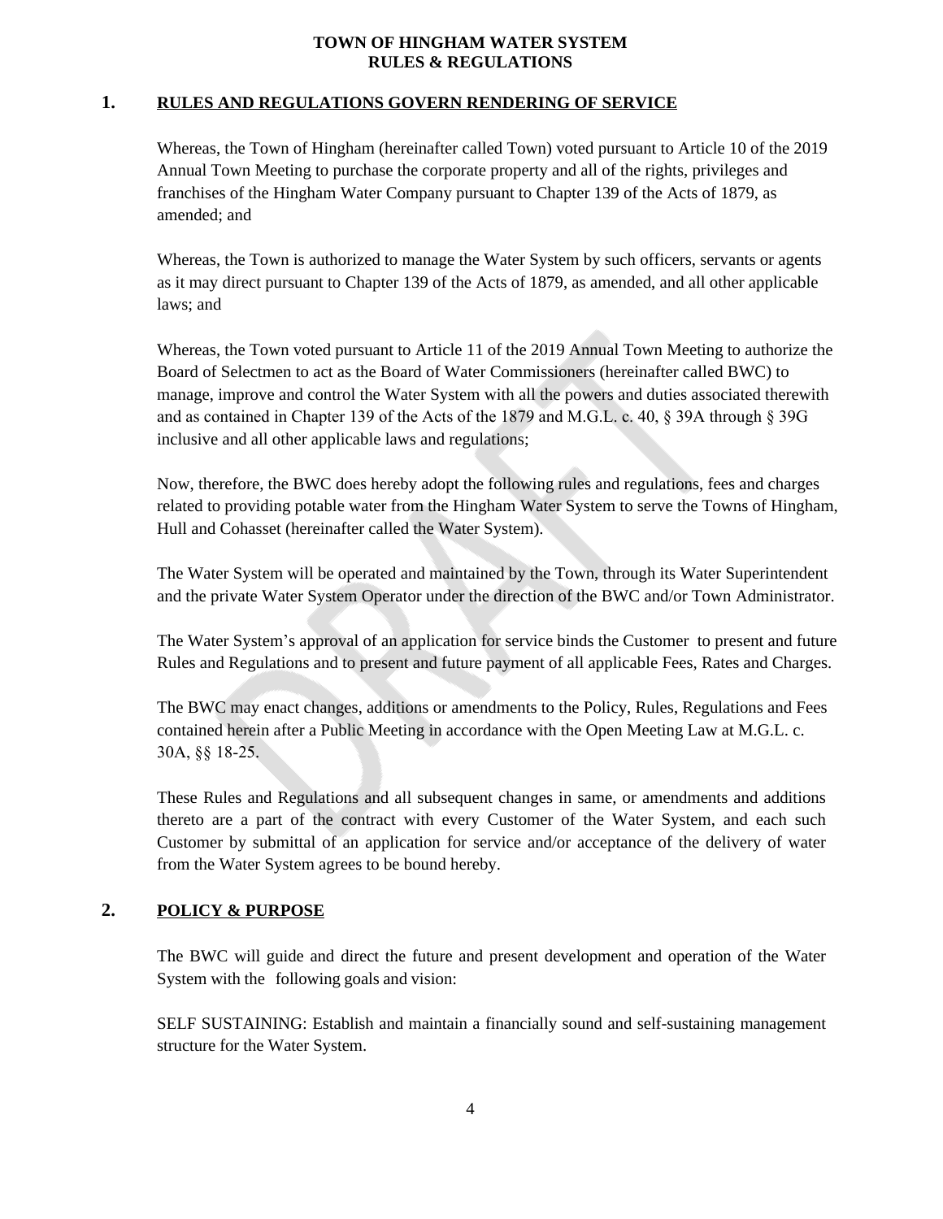# TOWN OF HINGHAM WATER SYSTEM
# RULES & REGULATIONS

## 1. RULES AND REGULATIONS GOVERN RENDERING OF SERVICE

Whereas, the Town of Hingham (hereinafter called Town) voted pursuant to Article 10 of the 2019 Annual Town Meeting to purchase the corporate property and all of the rights, privileges and franchises of the Hingham Water Company pursuant to Chapter 139 of the Acts of 1879, as amended; and

Whereas, the Town is authorized to manage the Water System by such officers, servants or agents as it may direct pursuant to Chapter 139 of the Acts of 1879, as amended, and all other applicable laws; and

Whereas, the Town voted pursuant to Article 11 of the 2019 Annual Town Meeting to authorize the Board of Selectmen to act as the Board of Water Commissioners (hereinafter called BWC) to manage, improve and control the Water System with all the powers and duties associated therewith and as contained in Chapter 139 of the Acts of the 1879 and M.G.L. c. 40, § 39A through § 39G inclusive and all other applicable laws and regulations;

Now, therefore, the BWC does hereby adopt the following rules and regulations, fees and charges related to providing potable water from the Hingham Water System to serve the Towns of Hingham, Hull and Cohasset (hereinafter called the Water System).

The Water System will be operated and maintained by the Town, through its Water Superintendent and the private Water System Operator under the direction of the BWC and/or Town Administrator.

The Water System's approval of an application for service binds the Customer to present and future Rules and Regulations and to present and future payment of all applicable Fees, Rates and Charges.

The BWC may enact changes, additions or amendments to the Policy, Rules, Regulations and Fees contained herein after a Public Meeting in accordance with the Open Meeting Law at M.G.L. c. 30A, §§ 18-25.

These Rules and Regulations and all subsequent changes in same, or amendments and additions thereto are a part of the contract with every Customer of the Water System, and each such Customer by submittal of an application for service and/or acceptance of the delivery of water from the Water System agrees to be bound hereby.

## 2. POLICY & PURPOSE

The BWC will guide and direct the future and present development and operation of the Water System with the following goals and vision:

SELF SUSTAINING: Establish and maintain a financially sound and self-sustaining management structure for the Water System.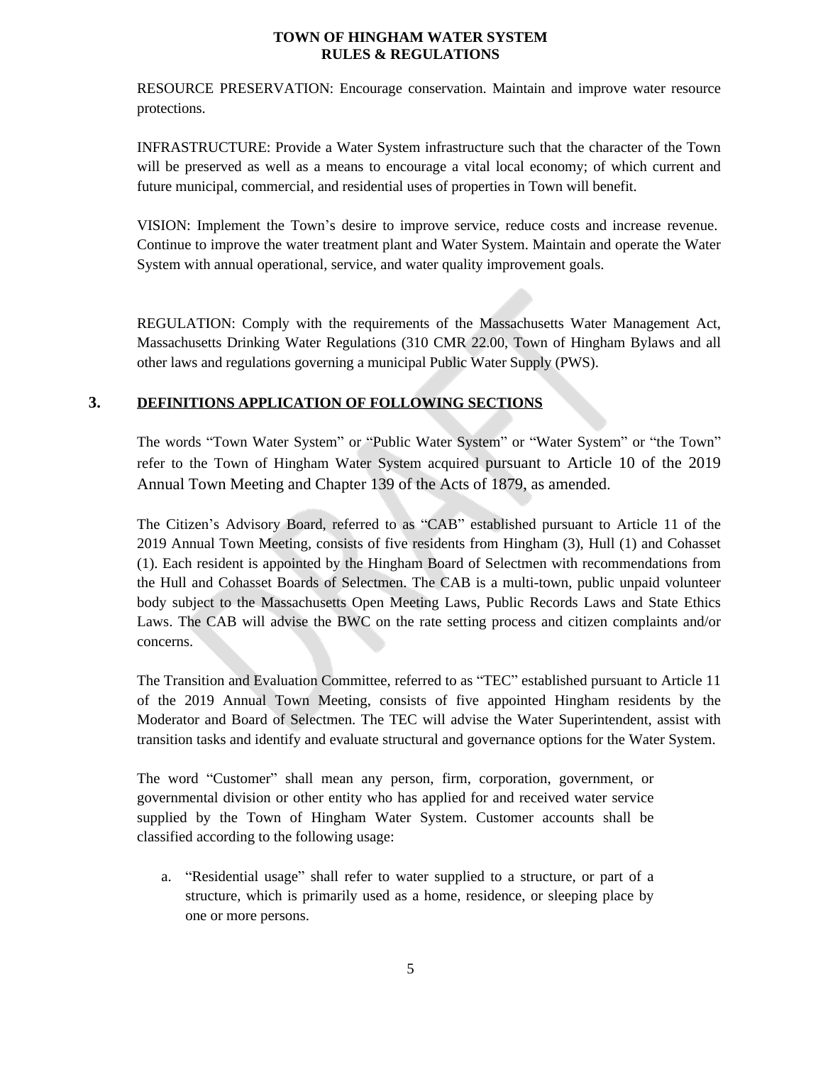RESOURCE PRESERVATION: Encourage conservation. Maintain and improve water resource protections.

INFRASTRUCTURE: Provide a Water System infrastructure such that the character of the Town will be preserved as well as a means to encourage a vital local economy; of which current and future municipal, commercial, and residential uses of properties in Town will benefit.

VISION: Implement the Town's desire to improve service, reduce costs and increase revenue. Continue to improve the water treatment plant and Water System. Maintain and operate the Water System with annual operational, service, and water quality improvement goals.

REGULATION: Comply with the requirements of the Massachusetts Water Management Act, Massachusetts Drinking Water Regulations (310 CMR 22.00, Town of Hingham Bylaws and all other laws and regulations governing a municipal Public Water Supply (PWS).

## 3. DEFINITIONS APPLICATION OF FOLLOWING SECTIONS

The words "Town Water System" or "Public Water System" or "Water System" or "the Town" refer to the Town of Hingham Water System acquired pursuant to Article 10 of the 2019 Annual Town Meeting and Chapter 139 of the Acts of 1879, as amended.

The Citizen's Advisory Board, referred to as "CAB" established pursuant to Article 11 of the 2019 Annual Town Meeting, consists of five residents from Hingham (3), Hull (1) and Cohasset (1). Each resident is appointed by the Hingham Board of Selectmen with recommendations from the Hull and Cohasset Boards of Selectmen. The CAB is a multi-town, public unpaid volunteer body subject to the Massachusetts Open Meeting Laws, Public Records Laws and State Ethics Laws. The CAB will advise the BWC on the rate setting process and citizen complaints and/or concerns.

The Transition and Evaluation Committee, referred to as "TEC" established pursuant to Article 11 of the 2019 Annual Town Meeting, consists of five appointed Hingham residents by the Moderator and Board of Selectmen. The TEC will advise the Water Superintendent, assist with transition tasks and identify and evaluate structural and governance options for the Water System.

The word "Customer" shall mean any person, firm, corporation, government, or governmental division or other entity who has applied for and received water service supplied by the Town of Hingham Water System. Customer accounts shall be classified according to the following usage:

a. "Residential usage" shall refer to water supplied to a structure, or part of a structure, which is primarily used as a home, residence, or sleeping place by one or more persons.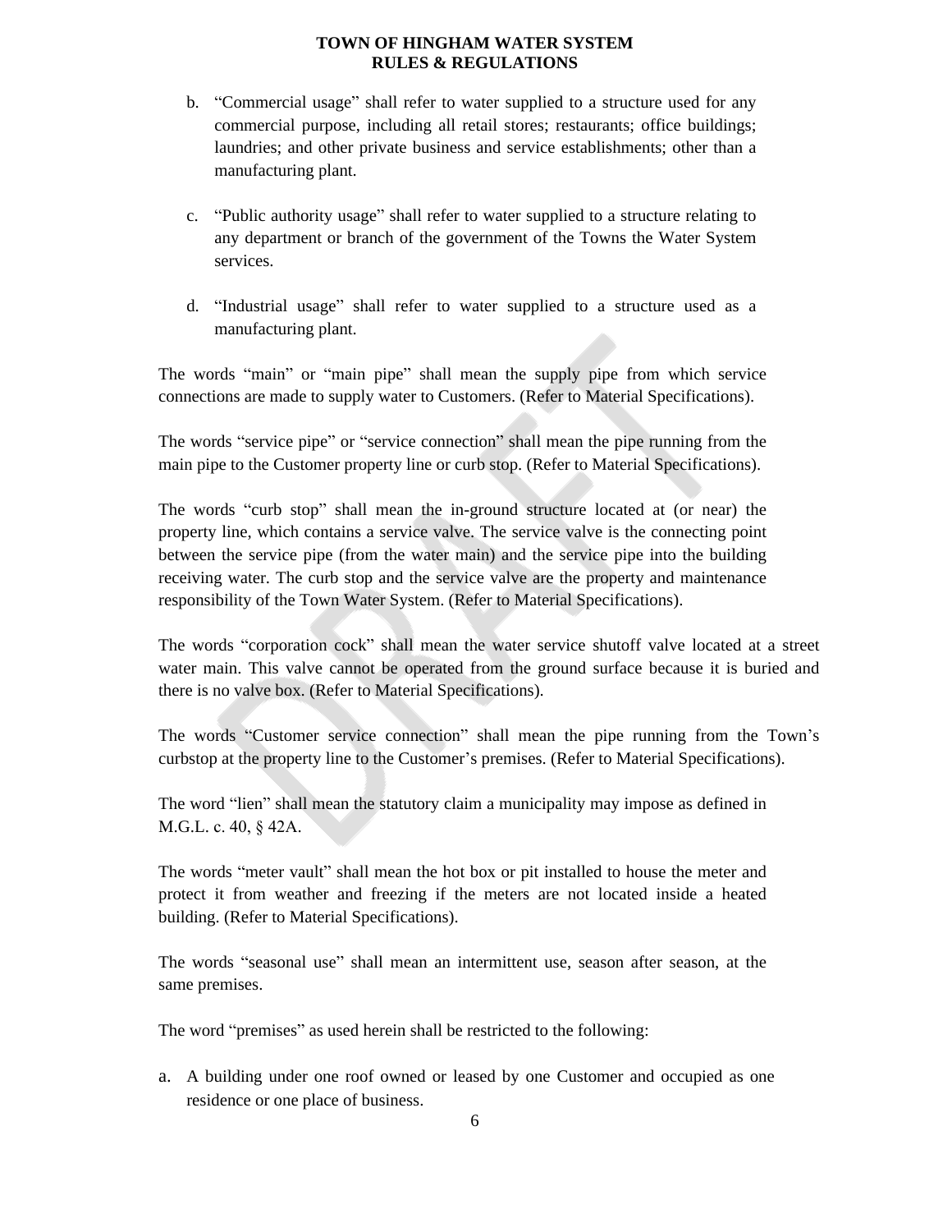b. "Commercial usage" shall refer to water supplied to a structure used for any commercial purpose, including all retail stores; restaurants; office buildings; laundries; and other private business and service establishments; other than a manufacturing plant.

c. "Public authority usage" shall refer to water supplied to a structure relating to any department or branch of the government of the Towns the Water System services.

d. "Industrial usage" shall refer to water supplied to a structure used as a manufacturing plant.

The words "main" or "main pipe" shall mean the supply pipe from which service connections are made to supply water to Customers. (Refer to Material Specifications).

The words "service pipe" or "service connection" shall mean the pipe running from the main pipe to the Customer property line or curb stop. (Refer to Material Specifications).

The words "curb stop" shall mean the in-ground structure located at (or near) the property line, which contains a service valve. The service valve is the connecting point between the service pipe (from the water main) and the service pipe into the building receiving water. The curb stop and the service valve are the property and maintenance responsibility of the Town Water System. (Refer to Material Specifications).

The words "corporation cock" shall mean the water service shutoff valve located at a street water main. This valve cannot be operated from the ground surface because it is buried and there is no valve box. (Refer to Material Specifications).

The words "Customer service connection" shall mean the pipe running from the Town's curbstop at the property line to the Customer's premises. (Refer to Material Specifications).

The word "lien" shall mean the statutory claim a municipality may impose as defined in M.G.L. c. 40, § 42A.

The words "meter vault" shall mean the hot box or pit installed to house the meter and protect it from weather and freezing if the meters are not located inside a heated building. (Refer to Material Specifications).

The words "seasonal use" shall mean an intermittent use, season after season, at the same premises.

The word "premises" as used herein shall be restricted to the following:

a. A building under one roof owned or leased by one Customer and occupied as one residence or one place of business.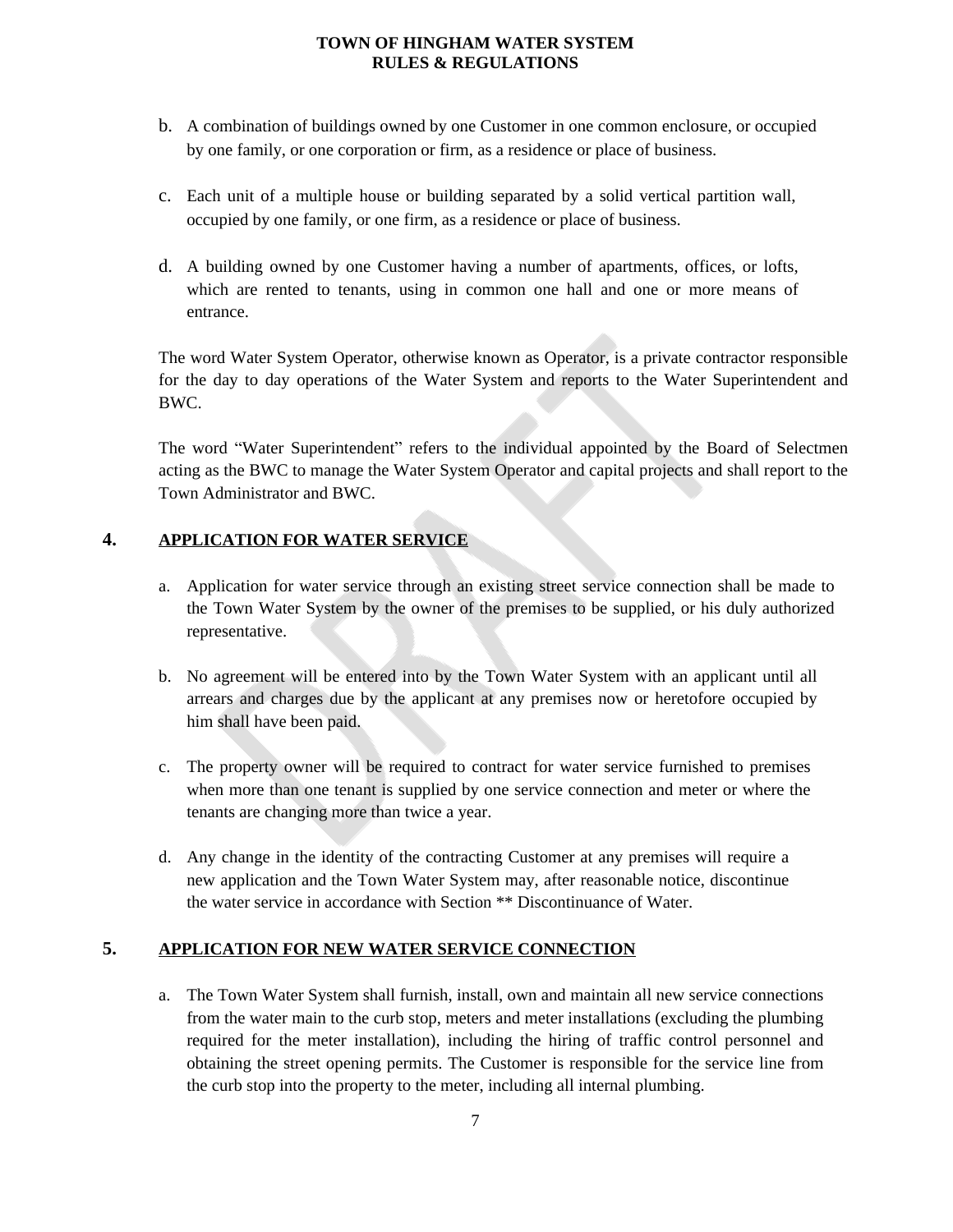b. A combination of buildings owned by one Customer in one common enclosure, or occupied by one family, or one corporation or firm, as a residence or place of business.

c. Each unit of a multiple house or building separated by a solid vertical partition wall, occupied by one family, or one firm, as a residence or place of business.

d. A building owned by one Customer having a number of apartments, offices, or lofts, which are rented to tenants, using in common one hall and one or more means of entrance.

The word Water System Operator, otherwise known as Operator, is a private contractor responsible for the day to day operations of the Water System and reports to the Water Superintendent and BWC.

The word "Water Superintendent" refers to the individual appointed by the Board of Selectmen acting as the BWC to manage the Water System Operator and capital projects and shall report to the Town Administrator and BWC.

## 4. APPLICATION FOR WATER SERVICE

a. Application for water service through an existing street service connection shall be made to the Town Water System by the owner of the premises to be supplied, or his duly authorized representative.

b. No agreement will be entered into by the Town Water System with an applicant until all arrears and charges due by the applicant at any premises now or heretofore occupied by him shall have been paid.

c. The property owner will be required to contract for water service furnished to premises when more than one tenant is supplied by one service connection and meter or where the tenants are changing more than twice a year.

d. Any change in the identity of the contracting Customer at any premises will require a new application and the Town Water System may, after reasonable notice, discontinue the water service in accordance with Section ** Discontinuance of Water.

## 5. APPLICATION FOR NEW WATER SERVICE CONNECTION

a. The Town Water System shall furnish, install, own and maintain all new service connections from the water main to the curb stop, meters and meter installations (excluding the plumbing required for the meter installation), including the hiring of traffic control personnel and obtaining the street opening permits. The Customer is responsible for the service line from the curb stop into the property to the meter, including all internal plumbing.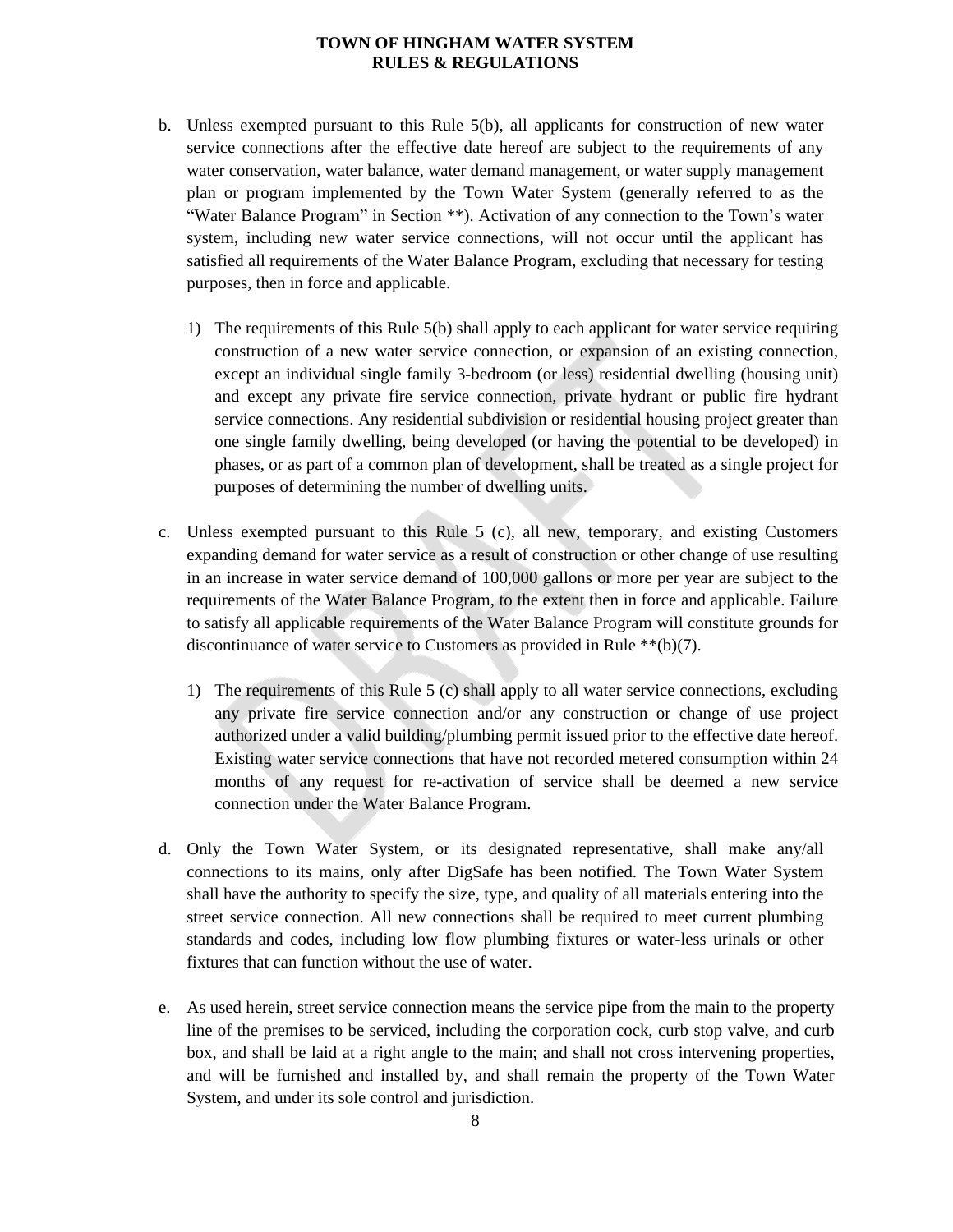b. Unless exempted pursuant to this Rule 5(b), all applicants for construction of new water service connections after the effective date hereof are subject to the requirements of any water conservation, water balance, water demand management, or water supply management plan or program implemented by the Town Water System (generally referred to as the "Water Balance Program" in Section **). Activation of any connection to the Town's water system, including new water service connections, will not occur until the applicant has satisfied all requirements of the Water Balance Program, excluding that necessary for testing purposes, then in force and applicable.

   1) The requirements of this Rule 5(b) shall apply to each applicant for water service requiring construction of a new water service connection, or expansion of an existing connection, except an individual single family 3-bedroom (or less) residential dwelling (housing unit) and except any private fire service connection, private hydrant or public fire hydrant service connections. Any residential subdivision or residential housing project greater than one single family dwelling, being developed (or having the potential to be developed) in phases, or as part of a common plan of development, shall be treated as a single project for purposes of determining the number of dwelling units.

c. Unless exempted pursuant to this Rule 5 (c), all new, temporary, and existing Customers expanding demand for water service as a result of construction or other change of use resulting in an increase in water service demand of 100,000 gallons or more per year are subject to the requirements of the Water Balance Program, to the extent then in force and applicable. Failure to satisfy all applicable requirements of the Water Balance Program will constitute grounds for discontinuance of water service to Customers as provided in Rule **(b)(7).

   1) The requirements of this Rule 5 (c) shall apply to all water service connections, excluding any private fire service connection and/or any construction or change of use project authorized under a valid building/plumbing permit issued prior to the effective date hereof. Existing water service connections that have not recorded metered consumption within 24 months of any request for re-activation of service shall be deemed a new service connection under the Water Balance Program.

d. Only the Town Water System, or its designated representative, shall make any/all connections to its mains, only after DigSafe has been notified. The Town Water System shall have the authority to specify the size, type, and quality of all materials entering into the street service connection. All new connections shall be required to meet current plumbing standards and codes, including low flow plumbing fixtures or water-less urinals or other fixtures that can function without the use of water.

e. As used herein, street service connection means the service pipe from the main to the property line of the premises to be serviced, including the corporation cock, curb stop valve, and curb box, and shall be laid at a right angle to the main; and shall not cross intervening properties, and will be furnished and installed by, and shall remain the property of the Town Water System, and under its sole control and jurisdiction.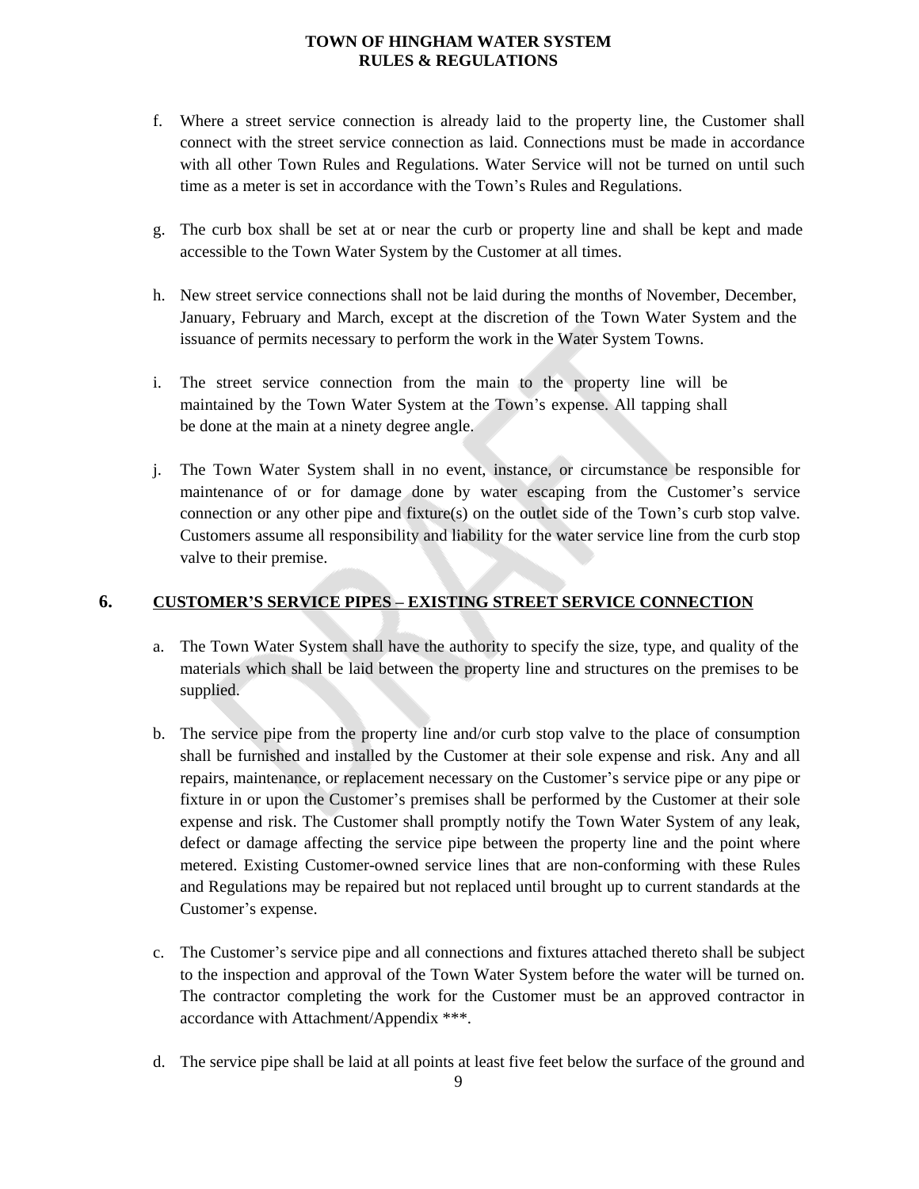f. Where a street service connection is already laid to the property line, the Customer shall connect with the street service connection as laid. Connections must be made in accordance with all other Town Rules and Regulations. Water Service will not be turned on until such time as a meter is set in accordance with the Town's Rules and Regulations.

g. The curb box shall be set at or near the curb or property line and shall be kept and made accessible to the Town Water System by the Customer at all times.

h. New street service connections shall not be laid during the months of November, December, January, February and March, except at the discretion of the Town Water System and the issuance of permits necessary to perform the work in the Water System Towns.

i. The street service connection from the main to the property line will be maintained by the Town Water System at the Town's expense. All tapping shall be done at the main at a ninety degree angle.

j. The Town Water System shall in no event, instance, or circumstance be responsible for maintenance of or for damage done by water escaping from the Customer's service connection or any other pipe and fixture(s) on the outlet side of the Town's curb stop valve. Customers assume all responsibility and liability for the water service line from the curb stop valve to their premise.

## 6. CUSTOMER'S SERVICE PIPES – EXISTING STREET SERVICE CONNECTION

a. The Town Water System shall have the authority to specify the size, type, and quality of the materials which shall be laid between the property line and structures on the premises to be supplied.

b. The service pipe from the property line and/or curb stop valve to the place of consumption shall be furnished and installed by the Customer at their sole expense and risk. Any and all repairs, maintenance, or replacement necessary on the Customer's service pipe or any pipe or fixture in or upon the Customer's premises shall be performed by the Customer at their sole expense and risk. The Customer shall promptly notify the Town Water System of any leak, defect or damage affecting the service pipe between the property line and the point where metered. Existing Customer-owned service lines that are non-conforming with these Rules and Regulations may be repaired but not replaced until brought up to current standards at the Customer's expense.

c. The Customer's service pipe and all connections and fixtures attached thereto shall be subject to the inspection and approval of the Town Water System before the water will be turned on. The contractor completing the work for the Customer must be an approved contractor in accordance with Attachment/Appendix ***.

d. The service pipe shall be laid at all points at least five feet below the surface of the ground and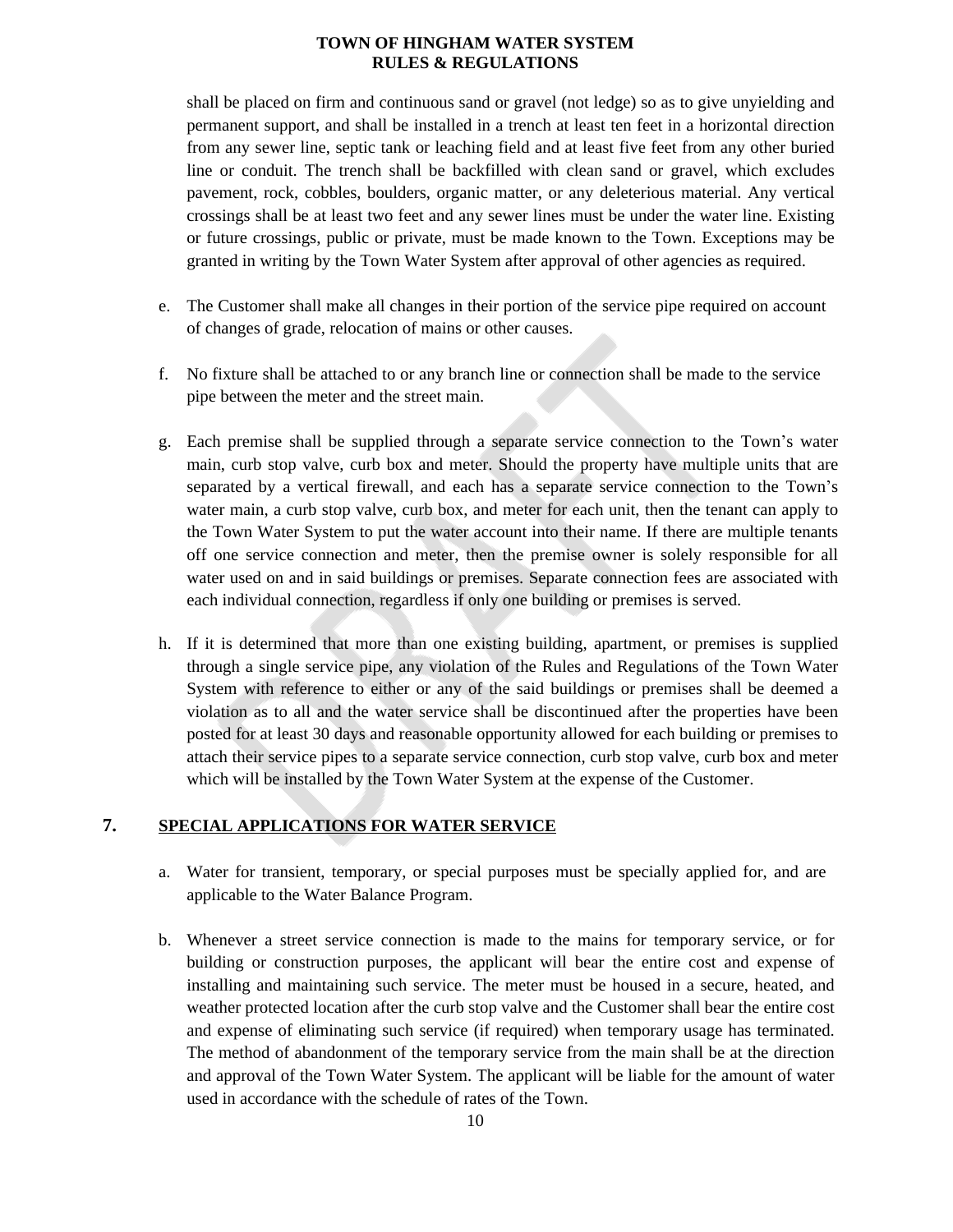shall be placed on firm and continuous sand or gravel (not ledge) so as to give unyielding and permanent support, and shall be installed in a trench at least ten feet in a horizontal direction from any sewer line, septic tank or leaching field and at least five feet from any other buried line or conduit. The trench shall be backfilled with clean sand or gravel, which excludes pavement, rock, cobbles, boulders, organic matter, or any deleterious material. Any vertical crossings shall be at least two feet and any sewer lines must be under the water line. Existing or future crossings, public or private, must be made known to the Town. Exceptions may be granted in writing by the Town Water System after approval of other agencies as required.

e. The Customer shall make all changes in their portion of the service pipe required on account of changes of grade, relocation of mains or other causes.

f. No fixture shall be attached to or any branch line or connection shall be made to the service pipe between the meter and the street main.

g. Each premise shall be supplied through a separate service connection to the Town's water main, curb stop valve, curb box and meter. Should the property have multiple units that are separated by a vertical firewall, and each has a separate service connection to the Town's water main, a curb stop valve, curb box, and meter for each unit, then the tenant can apply to the Town Water System to put the water account into their name. If there are multiple tenants off one service connection and meter, then the premise owner is solely responsible for all water used on and in said buildings or premises. Separate connection fees are associated with each individual connection, regardless if only one building or premises is served.

h. If it is determined that more than one existing building, apartment, or premises is supplied through a single service pipe, any violation of the Rules and Regulations of the Town Water System with reference to either or any of the said buildings or premises shall be deemed a violation as to all and the water service shall be discontinued after the properties have been posted for at least 30 days and reasonable opportunity allowed for each building or premises to attach their service pipes to a separate service connection, curb stop valve, curb box and meter which will be installed by the Town Water System at the expense of the Customer.

## 7. SPECIAL APPLICATIONS FOR WATER SERVICE

a. Water for transient, temporary, or special purposes must be specially applied for, and are applicable to the Water Balance Program.

b. Whenever a street service connection is made to the mains for temporary service, or for building or construction purposes, the applicant will bear the entire cost and expense of installing and maintaining such service. The meter must be housed in a secure, heated, and weather protected location after the curb stop valve and the Customer shall bear the entire cost and expense of eliminating such service (if required) when temporary usage has terminated. The method of abandonment of the temporary service from the main shall be at the direction and approval of the Town Water System. The applicant will be liable for the amount of water used in accordance with the schedule of rates of the Town.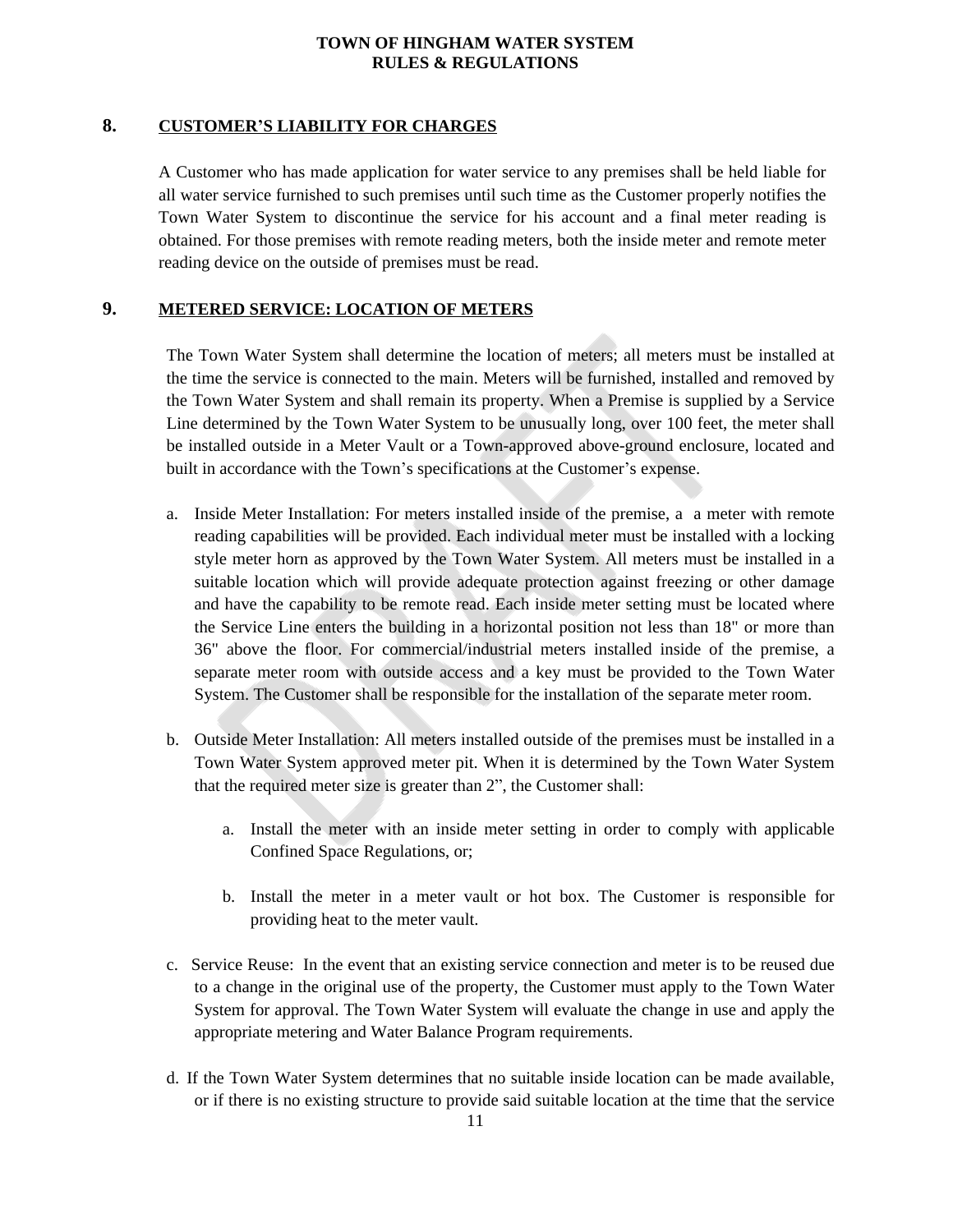## 8. CUSTOMER'S LIABILITY FOR CHARGES

A Customer who has made application for water service to any premises shall be held liable for all water service furnished to such premises until such time as the Customer properly notifies the Town Water System to discontinue the service for his account and a final meter reading is obtained. For those premises with remote reading meters, both the inside meter and remote meter reading device on the outside of premises must be read.

## 9. METERED SERVICE: LOCATION OF METERS

The Town Water System shall determine the location of meters; all meters must be installed at the time the service is connected to the main. Meters will be furnished, installed and removed by the Town Water System and shall remain its property. When a Premise is supplied by a Service Line determined by the Town Water System to be unusually long, over 100 feet, the meter shall be installed outside in a Meter Vault or a Town-approved above-ground enclosure, located and built in accordance with the Town's specifications at the Customer's expense.

a. Inside Meter Installation: For meters installed inside of the premise, a a meter with remote reading capabilities will be provided. Each individual meter must be installed with a locking style meter horn as approved by the Town Water System. All meters must be installed in a suitable location which will provide adequate protection against freezing or other damage and have the capability to be remote read. Each inside meter setting must be located where the Service Line enters the building in a horizontal position not less than 18" or more than 36" above the floor. For commercial/industrial meters installed inside of the premise, a separate meter room with outside access and a key must be provided to the Town Water System. The Customer shall be responsible for the installation of the separate meter room.

b. Outside Meter Installation: All meters installed outside of the premises must be installed in a Town Water System approved meter pit. When it is determined by the Town Water System that the required meter size is greater than 2", the Customer shall:

   a. Install the meter with an inside meter setting in order to comply with applicable Confined Space Regulations, or;

   b. Install the meter in a meter vault or hot box. The Customer is responsible for providing heat to the meter vault.

c. Service Reuse: In the event that an existing service connection and meter is to be reused due to a change in the original use of the property, the Customer must apply to the Town Water System for approval. The Town Water System will evaluate the change in use and apply the appropriate metering and Water Balance Program requirements.

d. If the Town Water System determines that no suitable inside location can be made available, or if there is no existing structure to provide said suitable location at the time that the service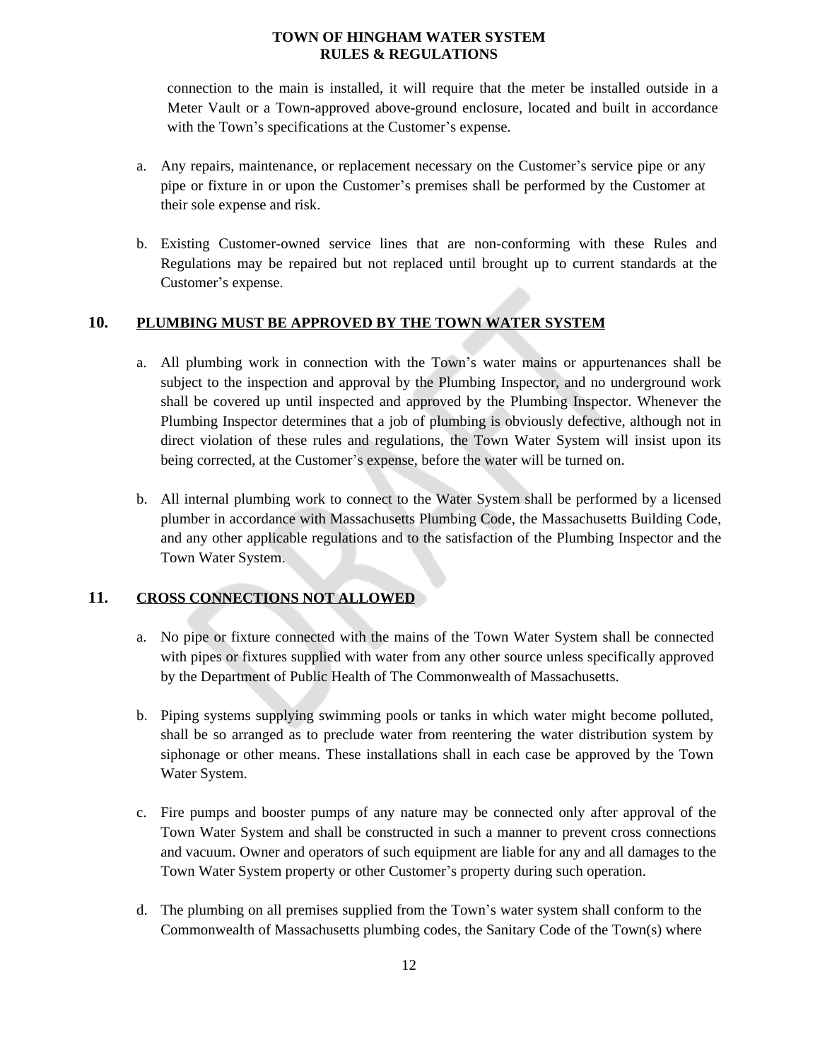connection to the main is installed, it will require that the meter be installed outside in a Meter Vault or a Town-approved above-ground enclosure, located and built in accordance with the Town's specifications at the Customer's expense.

a. Any repairs, maintenance, or replacement necessary on the Customer's service pipe or any pipe or fixture in or upon the Customer's premises shall be performed by the Customer at their sole expense and risk.

b. Existing Customer-owned service lines that are non-conforming with these Rules and Regulations may be repaired but not replaced until brought up to current standards at the Customer's expense.

## 10. PLUMBING MUST BE APPROVED BY THE TOWN WATER SYSTEM

a. All plumbing work in connection with the Town's water mains or appurtenances shall be subject to the inspection and approval by the Plumbing Inspector, and no underground work shall be covered up until inspected and approved by the Plumbing Inspector. Whenever the Plumbing Inspector determines that a job of plumbing is obviously defective, although not in direct violation of these rules and regulations, the Town Water System will insist upon its being corrected, at the Customer's expense, before the water will be turned on.

b. All internal plumbing work to connect to the Water System shall be performed by a licensed plumber in accordance with Massachusetts Plumbing Code, the Massachusetts Building Code, and any other applicable regulations and to the satisfaction of the Plumbing Inspector and the Town Water System.

## 11. CROSS CONNECTIONS NOT ALLOWED

a. No pipe or fixture connected with the mains of the Town Water System shall be connected with pipes or fixtures supplied with water from any other source unless specifically approved by the Department of Public Health of The Commonwealth of Massachusetts.

b. Piping systems supplying swimming pools or tanks in which water might become polluted, shall be so arranged as to preclude water from reentering the water distribution system by siphonage or other means. These installations shall in each case be approved by the Town Water System.

c. Fire pumps and booster pumps of any nature may be connected only after approval of the Town Water System and shall be constructed in such a manner to prevent cross connections and vacuum. Owner and operators of such equipment are liable for any and all damages to the Town Water System property or other Customer's property during such operation.

d. The plumbing on all premises supplied from the Town's water system shall conform to the Commonwealth of Massachusetts plumbing codes, the Sanitary Code of the Town(s) where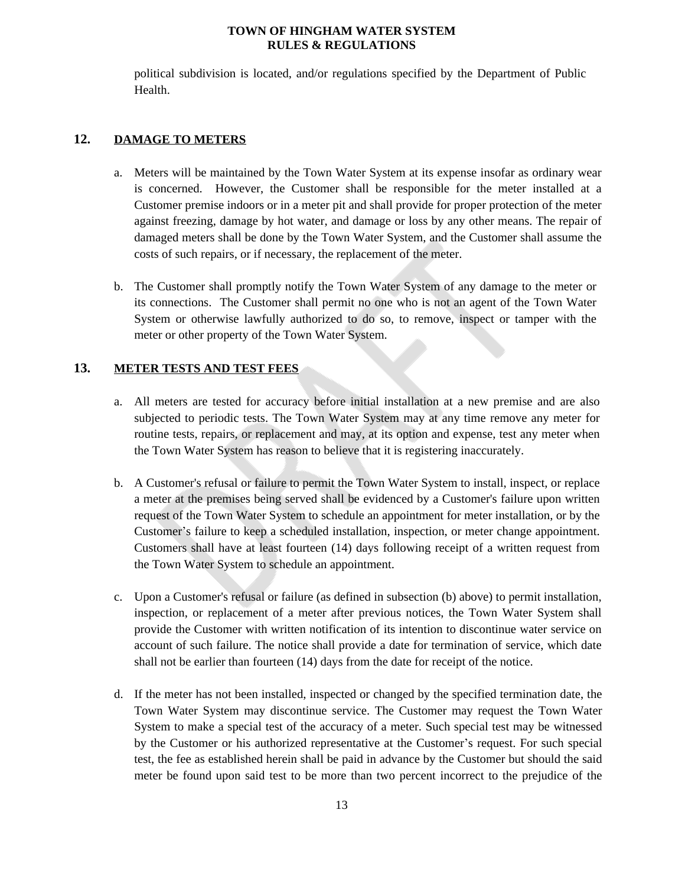political subdivision is located, and/or regulations specified by the Department of Public Health.

## 12. DAMAGE TO METERS

a. Meters will be maintained by the Town Water System at its expense insofar as ordinary wear is concerned. However, the Customer shall be responsible for the meter installed at a Customer premise indoors or in a meter pit and shall provide for proper protection of the meter against freezing, damage by hot water, and damage or loss by any other means. The repair of damaged meters shall be done by the Town Water System, and the Customer shall assume the costs of such repairs, or if necessary, the replacement of the meter.

b. The Customer shall promptly notify the Town Water System of any damage to the meter or its connections. The Customer shall permit no one who is not an agent of the Town Water System or otherwise lawfully authorized to do so, to remove, inspect or tamper with the meter or other property of the Town Water System.

## 13. METER TESTS AND TEST FEES

a. All meters are tested for accuracy before initial installation at a new premise and are also subjected to periodic tests. The Town Water System may at any time remove any meter for routine tests, repairs, or replacement and may, at its option and expense, test any meter when the Town Water System has reason to believe that it is registering inaccurately.

b. A Customer's refusal or failure to permit the Town Water System to install, inspect, or replace a meter at the premises being served shall be evidenced by a Customer's failure upon written request of the Town Water System to schedule an appointment for meter installation, or by the Customer's failure to keep a scheduled installation, inspection, or meter change appointment. Customers shall have at least fourteen (14) days following receipt of a written request from the Town Water System to schedule an appointment.

c. Upon a Customer's refusal or failure (as defined in subsection (b) above) to permit installation, inspection, or replacement of a meter after previous notices, the Town Water System shall provide the Customer with written notification of its intention to discontinue water service on account of such failure. The notice shall provide a date for termination of service, which date shall not be earlier than fourteen (14) days from the date for receipt of the notice.

d. If the meter has not been installed, inspected or changed by the specified termination date, the Town Water System may discontinue service. The Customer may request the Town Water System to make a special test of the accuracy of a meter. Such special test may be witnessed by the Customer or his authorized representative at the Customer's request. For such special test, the fee as established herein shall be paid in advance by the Customer but should the said meter be found upon said test to be more than two percent incorrect to the prejudice of the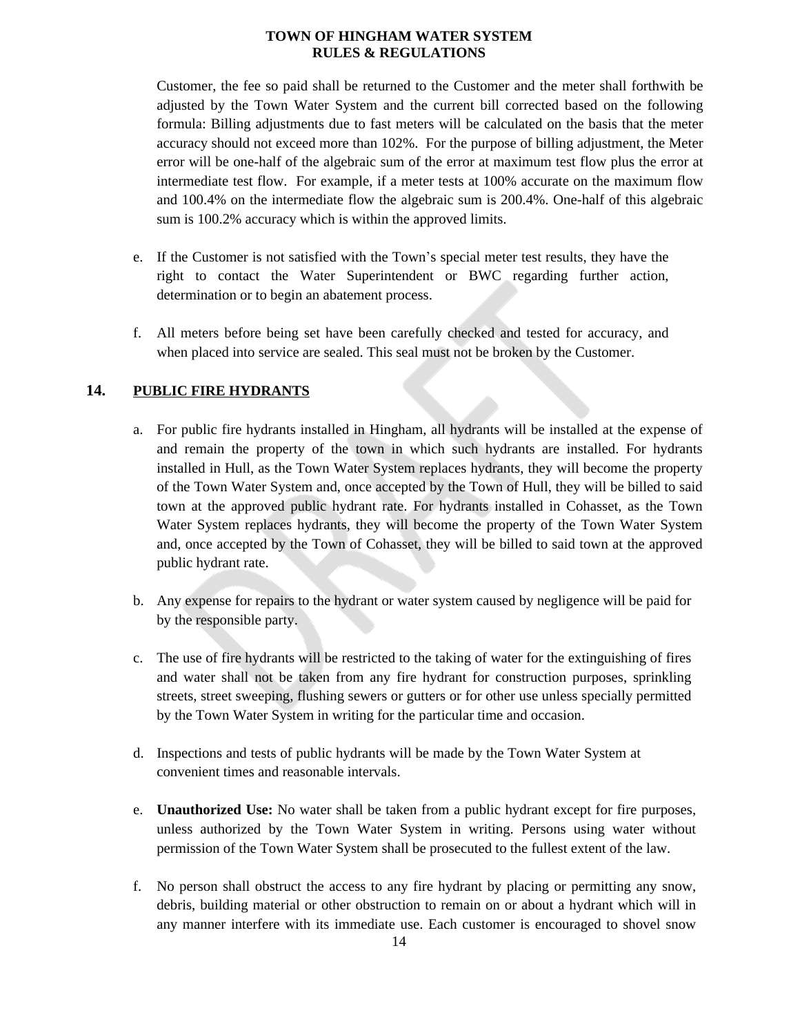Customer, the fee so paid shall be returned to the Customer and the meter shall forthwith be adjusted by the Town Water System and the current bill corrected based on the following formula: Billing adjustments due to fast meters will be calculated on the basis that the meter accuracy should not exceed more than 102%. For the purpose of billing adjustment, the Meter error will be one-half of the algebraic sum of the error at maximum test flow plus the error at intermediate test flow. For example, if a meter tests at 100% accurate on the maximum flow and 100.4% on the intermediate flow the algebraic sum is 200.4%. One-half of this algebraic sum is 100.2% accuracy which is within the approved limits.

e. If the Customer is not satisfied with the Town's special meter test results, they have the right to contact the Water Superintendent or BWC regarding further action, determination or to begin an abatement process.

f. All meters before being set have been carefully checked and tested for accuracy, and when placed into service are sealed. This seal must not be broken by the Customer.

## 14. PUBLIC FIRE HYDRANTS

a. For public fire hydrants installed in Hingham, all hydrants will be installed at the expense of and remain the property of the town in which such hydrants are installed. For hydrants installed in Hull, as the Town Water System replaces hydrants, they will become the property of the Town Water System and, once accepted by the Town of Hull, they will be billed to said town at the approved public hydrant rate. For hydrants installed in Cohasset, as the Town Water System replaces hydrants, they will become the property of the Town Water System and, once accepted by the Town of Cohasset, they will be billed to said town at the approved public hydrant rate.

b. Any expense for repairs to the hydrant or water system caused by negligence will be paid for by the responsible party.

c. The use of fire hydrants will be restricted to the taking of water for the extinguishing of fires and water shall not be taken from any fire hydrant for construction purposes, sprinkling streets, street sweeping, flushing sewers or gutters or for other use unless specially permitted by the Town Water System in writing for the particular time and occasion.

d. Inspections and tests of public hydrants will be made by the Town Water System at convenient times and reasonable intervals.

e. **Unauthorized Use:** No water shall be taken from a public hydrant except for fire purposes, unless authorized by the Town Water System in writing. Persons using water without permission of the Town Water System shall be prosecuted to the fullest extent of the law.

f. No person shall obstruct the access to any fire hydrant by placing or permitting any snow, debris, building material or other obstruction to remain on or about a hydrant which will in any manner interfere with its immediate use. Each customer is encouraged to shovel snow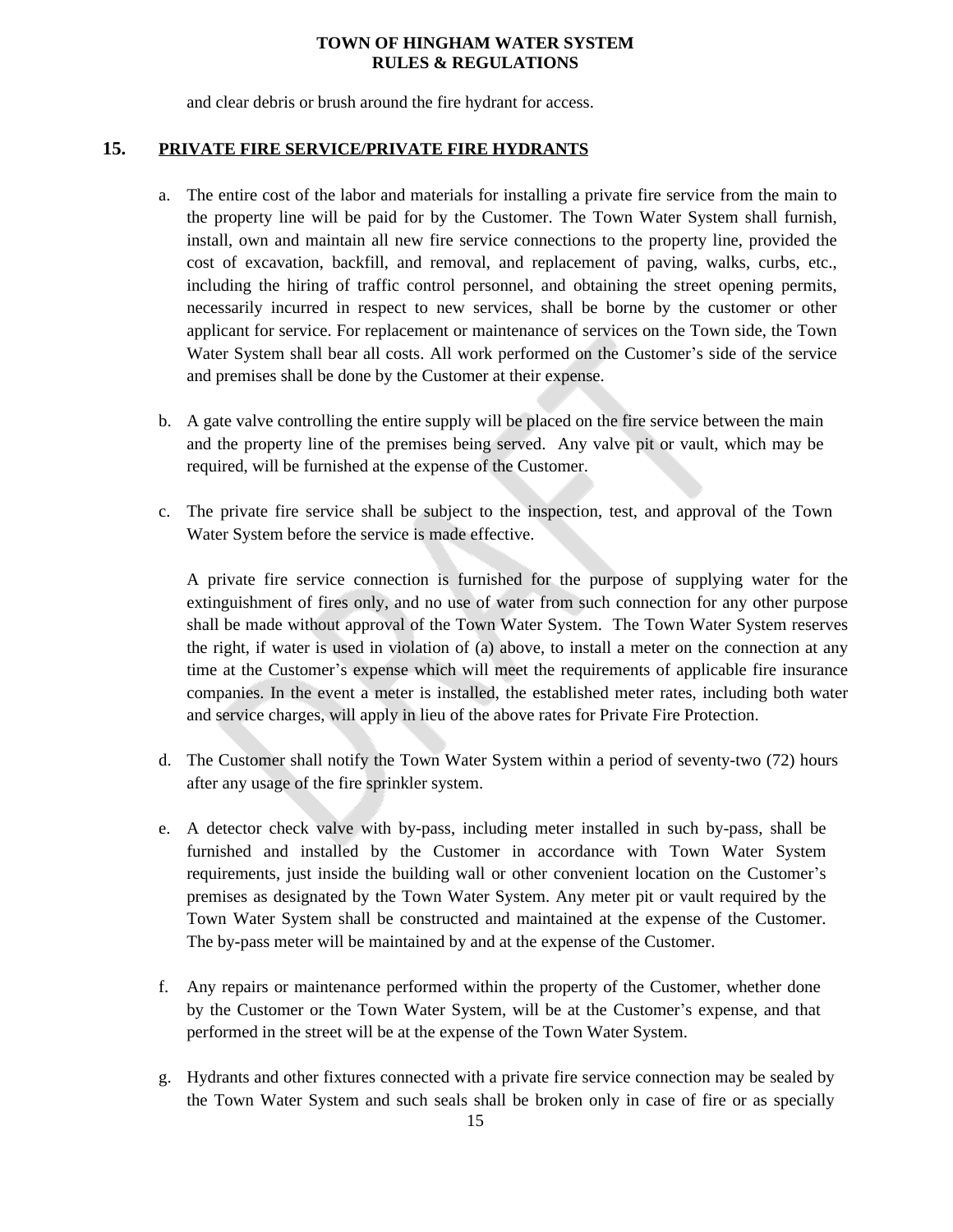and clear debris or brush around the fire hydrant for access.

## 15. PRIVATE FIRE SERVICE/PRIVATE FIRE HYDRANTS

a. The entire cost of the labor and materials for installing a private fire service from the main to the property line will be paid for by the Customer. The Town Water System shall furnish, install, own and maintain all new fire service connections to the property line, provided the cost of excavation, backfill, and removal, and replacement of paving, walks, curbs, etc., including the hiring of traffic control personnel, and obtaining the street opening permits, necessarily incurred in respect to new services, shall be borne by the customer or other applicant for service. For replacement or maintenance of services on the Town side, the Town Water System shall bear all costs. All work performed on the Customer's side of the service and premises shall be done by the Customer at their expense.

b. A gate valve controlling the entire supply will be placed on the fire service between the main and the property line of the premises being served. Any valve pit or vault, which may be required, will be furnished at the expense of the Customer.

c. The private fire service shall be subject to the inspection, test, and approval of the Town Water System before the service is made effective.

   A private fire service connection is furnished for the purpose of supplying water for the extinguishment of fires only, and no use of water from such connection for any other purpose shall be made without approval of the Town Water System. The Town Water System reserves the right, if water is used in violation of (a) above, to install a meter on the connection at any time at the Customer's expense which will meet the requirements of applicable fire insurance companies. In the event a meter is installed, the established meter rates, including both water and service charges, will apply in lieu of the above rates for Private Fire Protection.

d. The Customer shall notify the Town Water System within a period of seventy-two (72) hours after any usage of the fire sprinkler system.

e. A detector check valve with by-pass, including meter installed in such by-pass, shall be furnished and installed by the Customer in accordance with Town Water System requirements, just inside the building wall or other convenient location on the Customer's premises as designated by the Town Water System. Any meter pit or vault required by the Town Water System shall be constructed and maintained at the expense of the Customer. The by-pass meter will be maintained by and at the expense of the Customer.

f. Any repairs or maintenance performed within the property of the Customer, whether done by the Customer or the Town Water System, will be at the Customer's expense, and that performed in the street will be at the expense of the Town Water System.

g. Hydrants and other fixtures connected with a private fire service connection may be sealed by the Town Water System and such seals shall be broken only in case of fire or as specially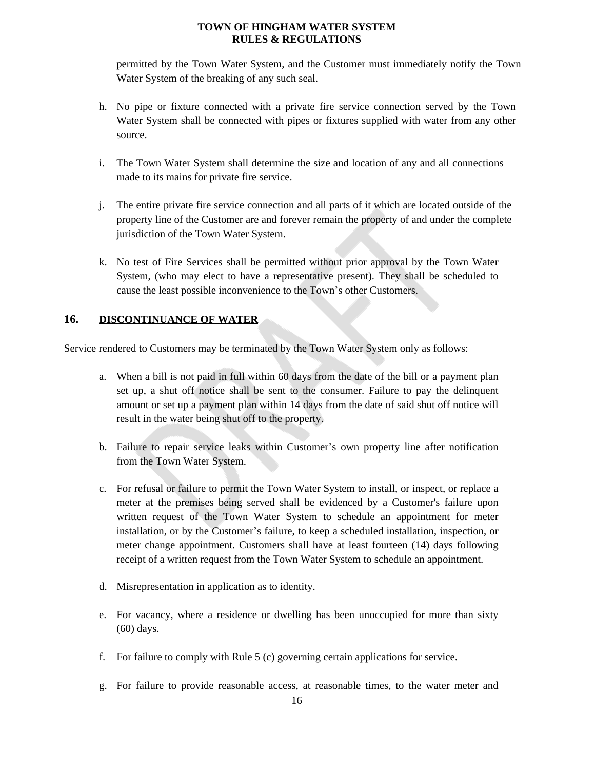permitted by the Town Water System, and the Customer must immediately notify the Town Water System of the breaking of any such seal.

h. No pipe or fixture connected with a private fire service connection served by the Town Water System shall be connected with pipes or fixtures supplied with water from any other source.

i. The Town Water System shall determine the size and location of any and all connections made to its mains for private fire service.

j. The entire private fire service connection and all parts of it which are located outside of the property line of the Customer are and forever remain the property of and under the complete jurisdiction of the Town Water System.

k. No test of Fire Services shall be permitted without prior approval by the Town Water System, (who may elect to have a representative present). They shall be scheduled to cause the least possible inconvenience to the Town's other Customers.

## 16. DISCONTINUANCE OF WATER

Service rendered to Customers may be terminated by the Town Water System only as follows:

a. When a bill is not paid in full within 60 days from the date of the bill or a payment plan set up, a shut off notice shall be sent to the consumer. Failure to pay the delinquent amount or set up a payment plan within 14 days from the date of said shut off notice will result in the water being shut off to the property.

b. Failure to repair service leaks within Customer's own property line after notification from the Town Water System.

c. For refusal or failure to permit the Town Water System to install, or inspect, or replace a meter at the premises being served shall be evidenced by a Customer's failure upon written request of the Town Water System to schedule an appointment for meter installation, or by the Customer's failure, to keep a scheduled installation, inspection, or meter change appointment. Customers shall have at least fourteen (14) days following receipt of a written request from the Town Water System to schedule an appointment.

d. Misrepresentation in application as to identity.

e. For vacancy, where a residence or dwelling has been unoccupied for more than sixty (60) days.

f. For failure to comply with Rule 5 (c) governing certain applications for service.

g. For failure to provide reasonable access, at reasonable times, to the water meter and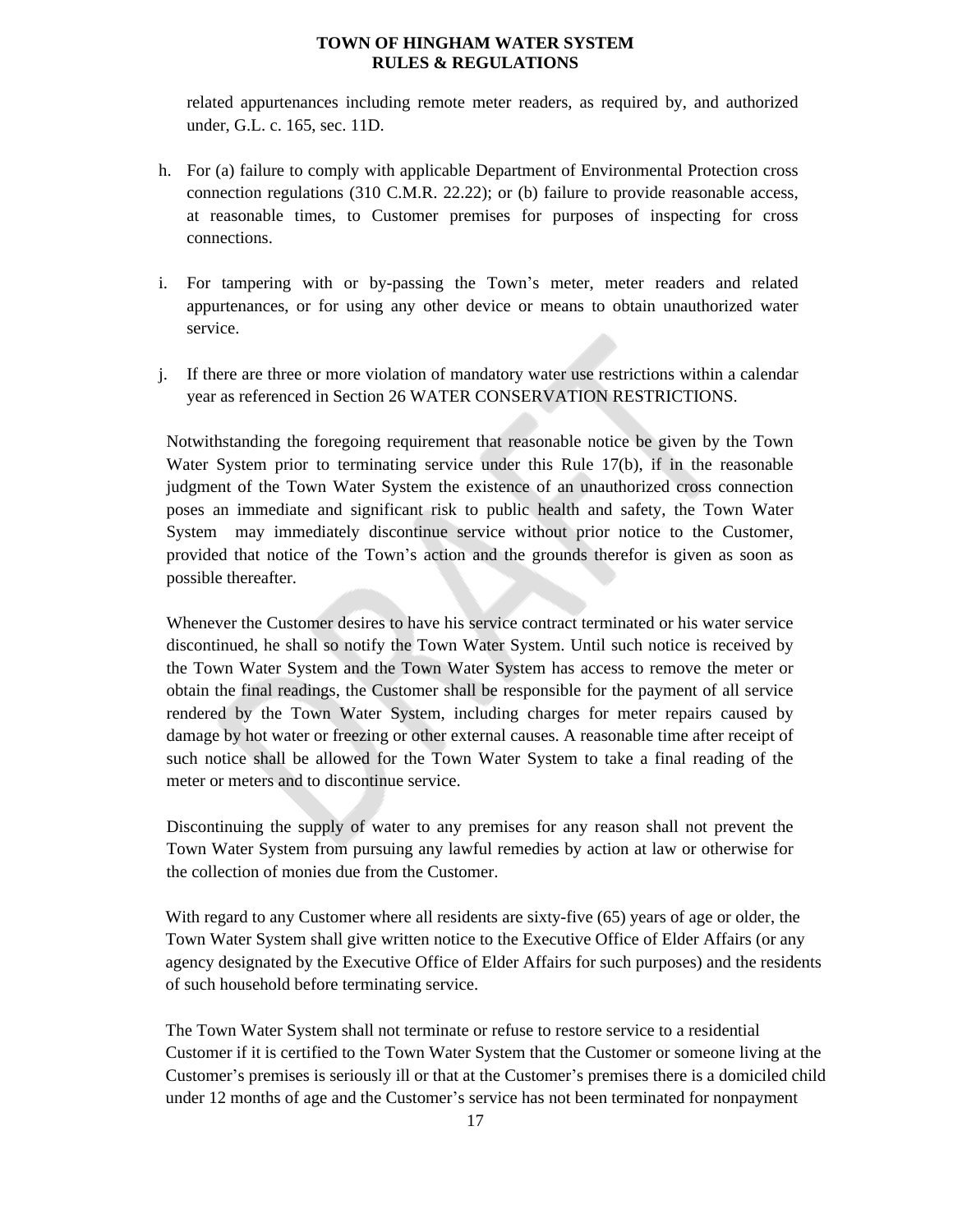related appurtenances including remote meter readers, as required by, and authorized under, G.L. c. 165, sec. 11D.

h. For (a) failure to comply with applicable Department of Environmental Protection cross connection regulations (310 C.M.R. 22.22); or (b) failure to provide reasonable access, at reasonable times, to Customer premises for purposes of inspecting for cross connections.

i. For tampering with or by-passing the Town's meter, meter readers and related appurtenances, or for using any other device or means to obtain unauthorized water service.

j. If there are three or more violation of mandatory water use restrictions within a calendar year as referenced in Section 26 WATER CONSERVATION RESTRICTIONS.

Notwithstanding the foregoing requirement that reasonable notice be given by the Town Water System prior to terminating service under this Rule 17(b), if in the reasonable judgment of the Town Water System the existence of an unauthorized cross connection poses an immediate and significant risk to public health and safety, the Town Water System may immediately discontinue service without prior notice to the Customer, provided that notice of the Town's action and the grounds therefor is given as soon as possible thereafter.

Whenever the Customer desires to have his service contract terminated or his water service discontinued, he shall so notify the Town Water System. Until such notice is received by the Town Water System and the Town Water System has access to remove the meter or obtain the final readings, the Customer shall be responsible for the payment of all service rendered by the Town Water System, including charges for meter repairs caused by damage by hot water or freezing or other external causes. A reasonable time after receipt of such notice shall be allowed for the Town Water System to take a final reading of the meter or meters and to discontinue service.

Discontinuing the supply of water to any premises for any reason shall not prevent the Town Water System from pursuing any lawful remedies by action at law or otherwise for the collection of monies due from the Customer.

With regard to any Customer where all residents are sixty-five (65) years of age or older, the Town Water System shall give written notice to the Executive Office of Elder Affairs (or any agency designated by the Executive Office of Elder Affairs for such purposes) and the residents of such household before terminating service.

The Town Water System shall not terminate or refuse to restore service to a residential Customer if it is certified to the Town Water System that the Customer or someone living at the Customer's premises is seriously ill or that at the Customer's premises there is a domiciled child under 12 months of age and the Customer's service has not been terminated for nonpayment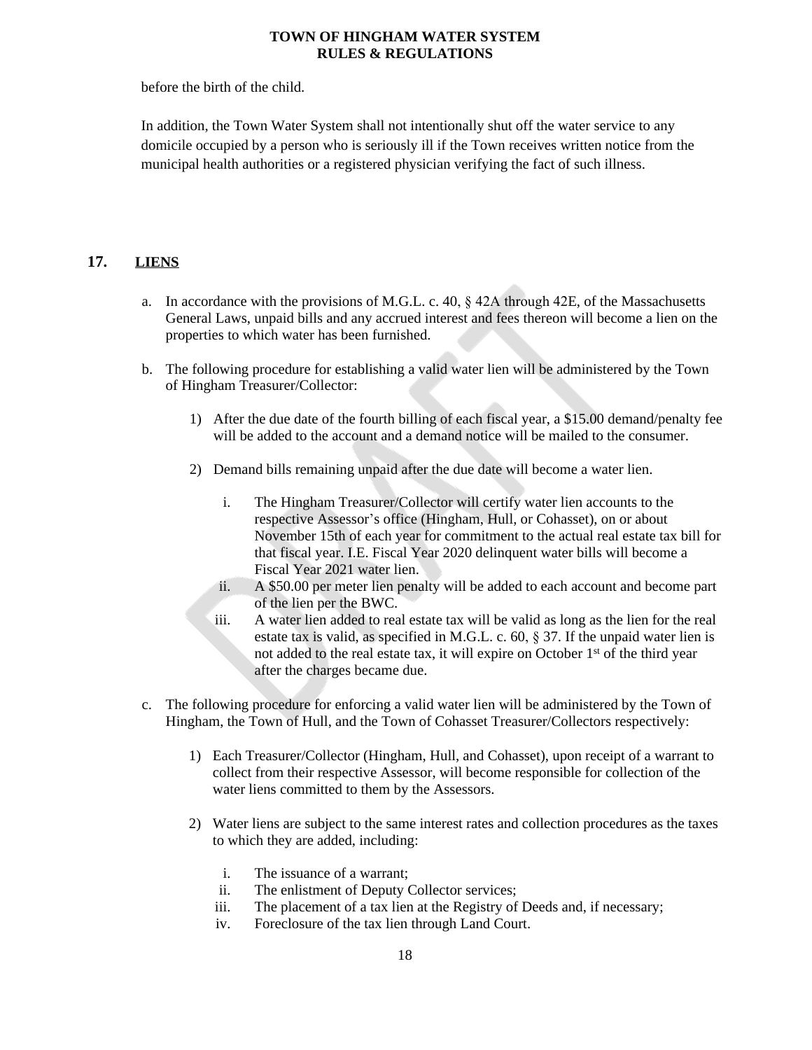before the birth of the child.

In addition, the Town Water System shall not intentionally shut off the water service to any domicile occupied by a person who is seriously ill if the Town receives written notice from the municipal health authorities or a registered physician verifying the fact of such illness.

## 17. LIENS

a. In accordance with the provisions of M.G.L. c. 40, § 42A through 42E, of the Massachusetts General Laws, unpaid bills and any accrued interest and fees thereon will become a lien on the properties to which water has been furnished.

b. The following procedure for establishing a valid water lien will be administered by the Town of Hingham Treasurer/Collector:

   1) After the due date of the fourth billing of each fiscal year, a $15.00 demand/penalty fee will be added to the account and a demand notice will be mailed to the consumer.

   2) Demand bills remaining unpaid after the due date will become a water lien.

      i. The Hingham Treasurer/Collector will certify water lien accounts to the respective Assessor's office (Hingham, Hull, or Cohasset), on or about November 15th of each year for commitment to the actual real estate tax bill for that fiscal year. I.E. Fiscal Year 2020 delinquent water bills will become a Fiscal Year 2021 water lien.
      ii. A $50.00 per meter lien penalty will be added to each account and become part of the lien per the BWC.
      iii. A water lien added to real estate tax will be valid as long as the lien for the real estate tax is valid, as specified in M.G.L. c. 60, § 37. If the unpaid water lien is not added to the real estate tax, it will expire on October 1st of the third year after the charges became due.

c. The following procedure for enforcing a valid water lien will be administered by the Town of Hingham, the Town of Hull, and the Town of Cohasset Treasurer/Collectors respectively:

   1) Each Treasurer/Collector (Hingham, Hull, and Cohasset), upon receipt of a warrant to collect from their respective Assessor, will become responsible for collection of the water liens committed to them by the Assessors.

   2) Water liens are subject to the same interest rates and collection procedures as the taxes to which they are added, including:

      i. The issuance of a warrant;
      ii. The enlistment of Deputy Collector services;
      iii. The placement of a tax lien at the Registry of Deeds and, if necessary;
      iv. Foreclosure of the tax lien through Land Court.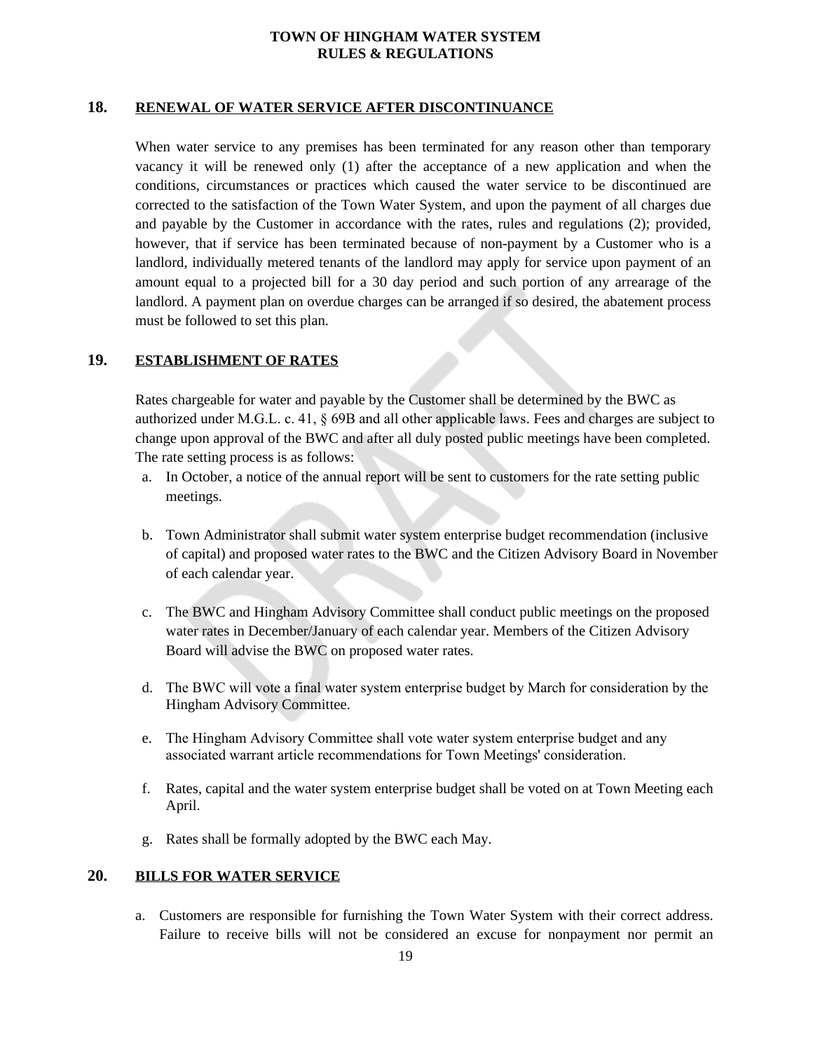## 18. RENEWAL OF WATER SERVICE AFTER DISCONTINUANCE

When water service to any premises has been terminated for any reason other than temporary vacancy it will be renewed only (1) after the acceptance of a new application and when the conditions, circumstances or practices which caused the water service to be discontinued are corrected to the satisfaction of the Town Water System, and upon the payment of all charges due and payable by the Customer in accordance with the rates, rules and regulations (2); provided, however, that if service has been terminated because of non-payment by a Customer who is a landlord, individually metered tenants of the landlord may apply for service upon payment of an amount equal to a projected bill for a 30 day period and such portion of any arrearage of the landlord. A payment plan on overdue charges can be arranged if so desired, the abatement process must be followed to set this plan.

## 19. ESTABLISHMENT OF RATES

Rates chargeable for water and payable by the Customer shall be determined by the BWC as authorized under M.G.L. c. 41, § 69B and all other applicable laws. Fees and charges are subject to change upon approval of the BWC and after all duly posted public meetings have been completed. The rate setting process is as follows:

a. In October, a notice of the annual report will be sent to customers for the rate setting public meetings.

b. Town Administrator shall submit water system enterprise budget recommendation (inclusive of capital) and proposed water rates to the BWC and the Citizen Advisory Board in November of each calendar year.

c. The BWC and Hingham Advisory Committee shall conduct public meetings on the proposed water rates in December/January of each calendar year. Members of the Citizen Advisory Board will advise the BWC on proposed water rates.

d. The BWC will vote a final water system enterprise budget by March for consideration by the Hingham Advisory Committee.

e. The Hingham Advisory Committee shall vote water system enterprise budget and any associated warrant article recommendations for Town Meetings' consideration.

f. Rates, capital and the water system enterprise budget shall be voted on at Town Meeting each April.

g. Rates shall be formally adopted by the BWC each May.

## 20. BILLS FOR WATER SERVICE

a. Customers are responsible for furnishing the Town Water System with their correct address. Failure to receive bills will not be considered an excuse for nonpayment nor permit an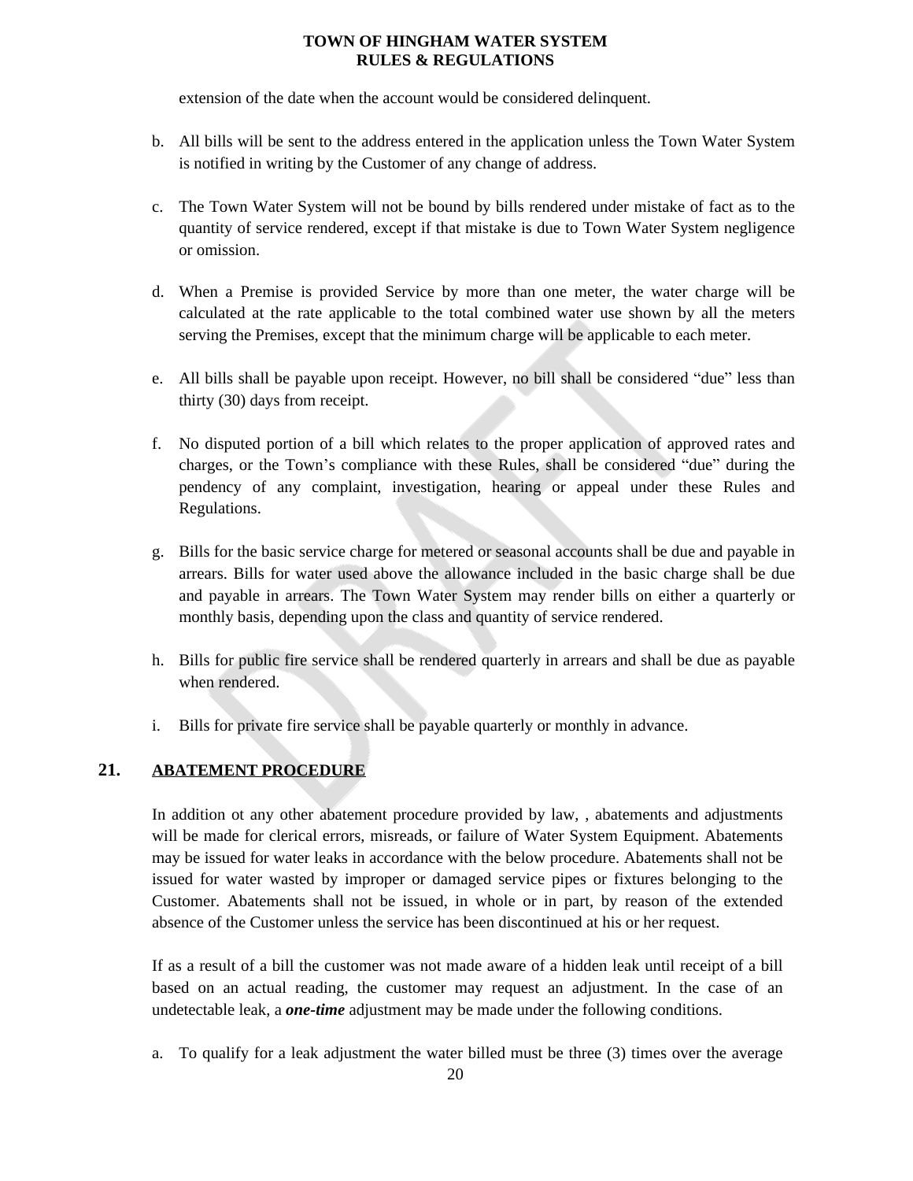extension of the date when the account would be considered delinquent.

b. All bills will be sent to the address entered in the application unless the Town Water System is notified in writing by the Customer of any change of address.

c. The Town Water System will not be bound by bills rendered under mistake of fact as to the quantity of service rendered, except if that mistake is due to Town Water System negligence or omission.

d. When a Premise is provided Service by more than one meter, the water charge will be calculated at the rate applicable to the total combined water use shown by all the meters serving the Premises, except that the minimum charge will be applicable to each meter.

e. All bills shall be payable upon receipt. However, no bill shall be considered "due" less than thirty (30) days from receipt.

f. No disputed portion of a bill which relates to the proper application of approved rates and charges, or the Town's compliance with these Rules, shall be considered "due" during the pendency of any complaint, investigation, hearing or appeal under these Rules and Regulations.

g. Bills for the basic service charge for metered or seasonal accounts shall be due and payable in arrears. Bills for water used above the allowance included in the basic charge shall be due and payable in arrears. The Town Water System may render bills on either a quarterly or monthly basis, depending upon the class and quantity of service rendered.

h. Bills for public fire service shall be rendered quarterly in arrears and shall be due as payable when rendered.

i. Bills for private fire service shall be payable quarterly or monthly in advance.

## 21. ABATEMENT PROCEDURE

In addition ot any other abatement procedure provided by law, , abatements and adjustments will be made for clerical errors, misreads, or failure of Water System Equipment. Abatements may be issued for water leaks in accordance with the below procedure. Abatements shall not be issued for water wasted by improper or damaged service pipes or fixtures belonging to the Customer. Abatements shall not be issued, in whole or in part, by reason of the extended absence of the Customer unless the service has been discontinued at his or her request.

If as a result of a bill the customer was not made aware of a hidden leak until receipt of a bill based on an actual reading, the customer may request an adjustment. In the case of an undetectable leak, a ***one-time*** adjustment may be made under the following conditions.

a. To qualify for a leak adjustment the water billed must be three (3) times over the average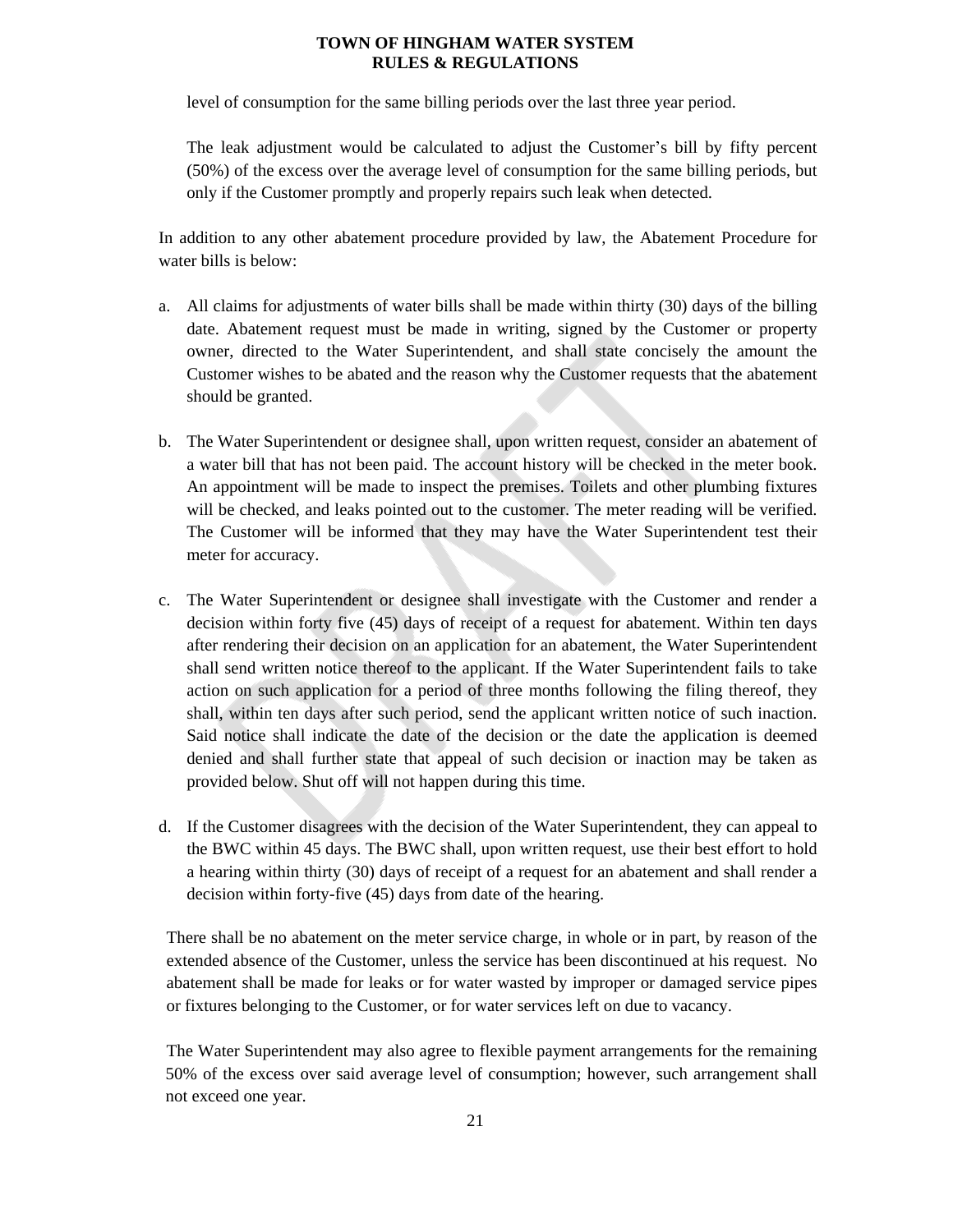level of consumption for the same billing periods over the last three year period.

The leak adjustment would be calculated to adjust the Customer's bill by fifty percent (50%) of the excess over the average level of consumption for the same billing periods, but only if the Customer promptly and properly repairs such leak when detected.

In addition to any other abatement procedure provided by law, the Abatement Procedure for water bills is below:

a. All claims for adjustments of water bills shall be made within thirty (30) days of the billing date. Abatement request must be made in writing, signed by the Customer or property owner, directed to the Water Superintendent, and shall state concisely the amount the Customer wishes to be abated and the reason why the Customer requests that the abatement should be granted.

b. The Water Superintendent or designee shall, upon written request, consider an abatement of a water bill that has not been paid. The account history will be checked in the meter book. An appointment will be made to inspect the premises. Toilets and other plumbing fixtures will be checked, and leaks pointed out to the customer. The meter reading will be verified. The Customer will be informed that they may have the Water Superintendent test their meter for accuracy.

c. The Water Superintendent or designee shall investigate with the Customer and render a decision within forty five (45) days of receipt of a request for abatement. Within ten days after rendering their decision on an application for an abatement, the Water Superintendent shall send written notice thereof to the applicant. If the Water Superintendent fails to take action on such application for a period of three months following the filing thereof, they shall, within ten days after such period, send the applicant written notice of such inaction. Said notice shall indicate the date of the decision or the date the application is deemed denied and shall further state that appeal of such decision or inaction may be taken as provided below. Shut off will not happen during this time.

d. If the Customer disagrees with the decision of the Water Superintendent, they can appeal to the BWC within 45 days. The BWC shall, upon written request, use their best effort to hold a hearing within thirty (30) days of receipt of a request for an abatement and shall render a decision within forty-five (45) days from date of the hearing.

There shall be no abatement on the meter service charge, in whole or in part, by reason of the extended absence of the Customer, unless the service has been discontinued at his request. No abatement shall be made for leaks or for water wasted by improper or damaged service pipes or fixtures belonging to the Customer, or for water services left on due to vacancy.

The Water Superintendent may also agree to flexible payment arrangements for the remaining 50% of the excess over said average level of consumption; however, such arrangement shall not exceed one year.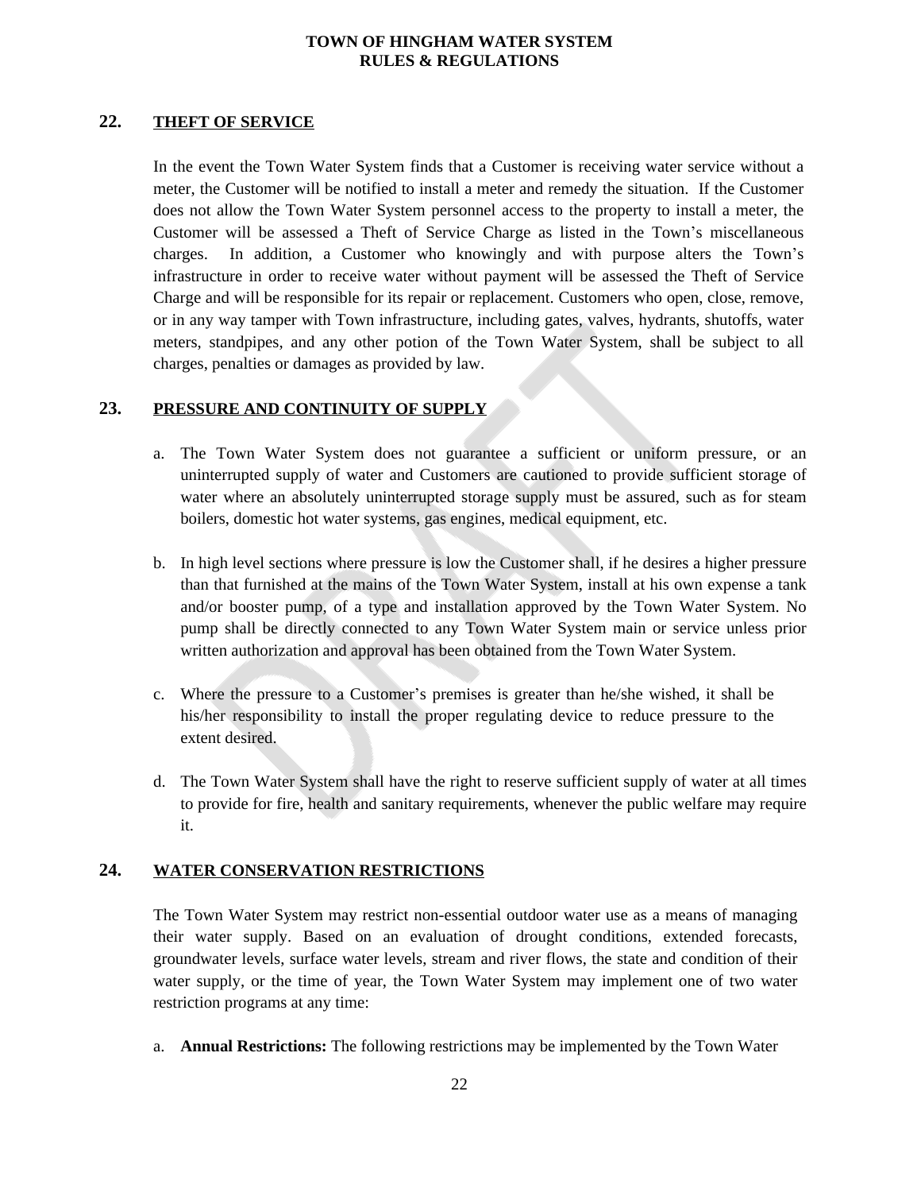## 22. THEFT OF SERVICE

In the event the Town Water System finds that a Customer is receiving water service without a meter, the Customer will be notified to install a meter and remedy the situation. If the Customer does not allow the Town Water System personnel access to the property to install a meter, the Customer will be assessed a Theft of Service Charge as listed in the Town's miscellaneous charges. In addition, a Customer who knowingly and with purpose alters the Town's infrastructure in order to receive water without payment will be assessed the Theft of Service Charge and will be responsible for its repair or replacement. Customers who open, close, remove, or in any way tamper with Town infrastructure, including gates, valves, hydrants, shutoffs, water meters, standpipes, and any other potion of the Town Water System, shall be subject to all charges, penalties or damages as provided by law.

## 23. PRESSURE AND CONTINUITY OF SUPPLY

a. The Town Water System does not guarantee a sufficient or uniform pressure, or an uninterrupted supply of water and Customers are cautioned to provide sufficient storage of water where an absolutely uninterrupted storage supply must be assured, such as for steam boilers, domestic hot water systems, gas engines, medical equipment, etc.

b. In high level sections where pressure is low the Customer shall, if he desires a higher pressure than that furnished at the mains of the Town Water System, install at his own expense a tank and/or booster pump, of a type and installation approved by the Town Water System. No pump shall be directly connected to any Town Water System main or service unless prior written authorization and approval has been obtained from the Town Water System.

c. Where the pressure to a Customer's premises is greater than he/she wished, it shall be his/her responsibility to install the proper regulating device to reduce pressure to the extent desired.

d. The Town Water System shall have the right to reserve sufficient supply of water at all times to provide for fire, health and sanitary requirements, whenever the public welfare may require it.

## 24. WATER CONSERVATION RESTRICTIONS

The Town Water System may restrict non-essential outdoor water use as a means of managing their water supply. Based on an evaluation of drought conditions, extended forecasts, groundwater levels, surface water levels, stream and river flows, the state and condition of their water supply, or the time of year, the Town Water System may implement one of two water restriction programs at any time:

a. **Annual Restrictions:** The following restrictions may be implemented by the Town Water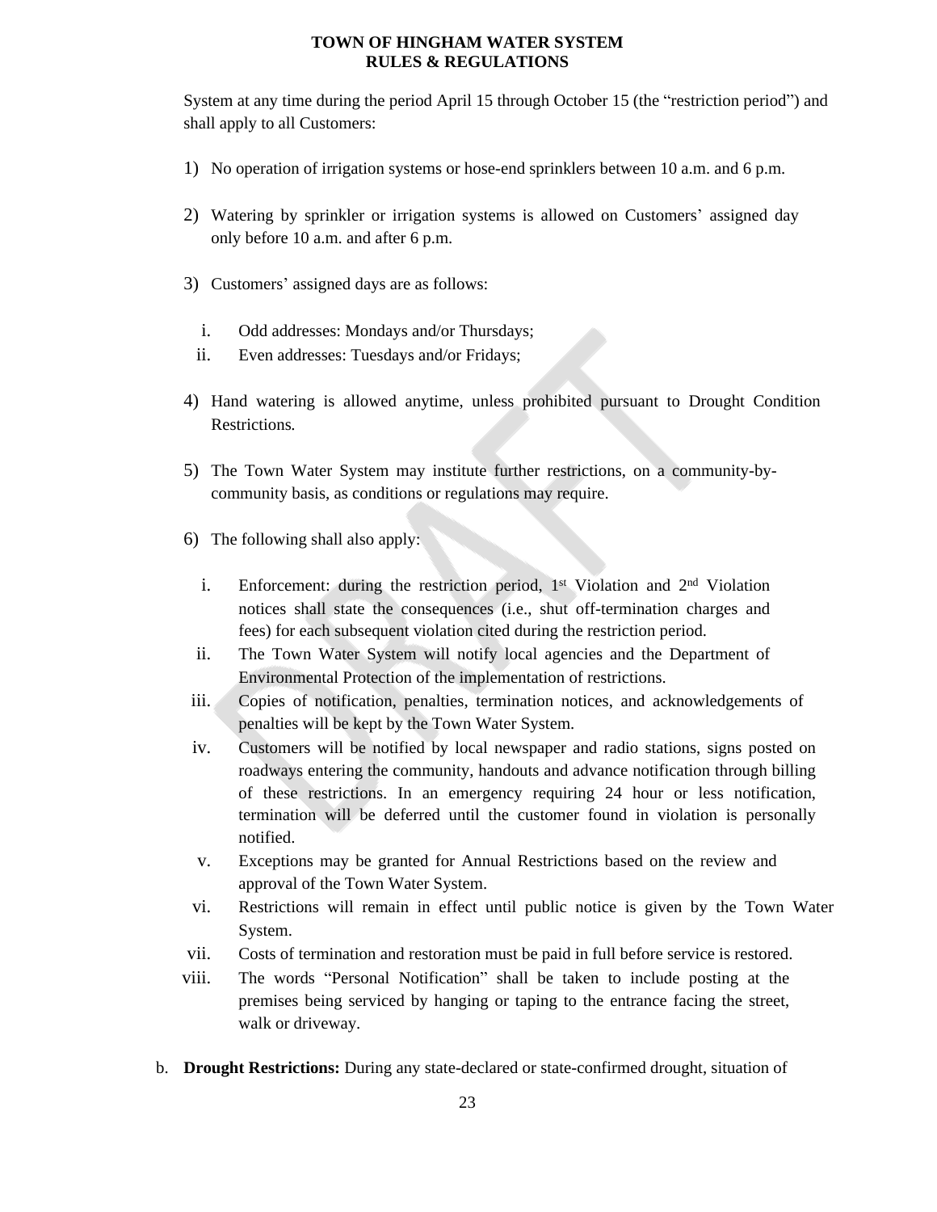System at any time during the period April 15 through October 15 (the "restriction period") and shall apply to all Customers:

1) No operation of irrigation systems or hose-end sprinklers between 10 a.m. and 6 p.m.

2) Watering by sprinkler or irrigation systems is allowed on Customers' assigned day only before 10 a.m. and after 6 p.m.

3) Customers' assigned days are as follows:

   i. Odd addresses: Mondays and/or Thursdays;
   ii. Even addresses: Tuesdays and/or Fridays;

4) Hand watering is allowed anytime, unless prohibited pursuant to Drought Condition Restrictions.

5) The Town Water System may institute further restrictions, on a community-by-community basis, as conditions or regulations may require.

6) The following shall also apply:

   i. Enforcement: during the restriction period, 1st Violation and 2nd Violation notices shall state the consequences (i.e., shut off-termination charges and fees) for each subsequent violation cited during the restriction period.
   ii. The Town Water System will notify local agencies and the Department of Environmental Protection of the implementation of restrictions.
   iii. Copies of notification, penalties, termination notices, and acknowledgements of penalties will be kept by the Town Water System.
   iv. Customers will be notified by local newspaper and radio stations, signs posted on roadways entering the community, handouts and advance notification through billing of these restrictions. In an emergency requiring 24 hour or less notification, termination will be deferred until the customer found in violation is personally notified.
   v. Exceptions may be granted for Annual Restrictions based on the review and approval of the Town Water System.
   vi. Restrictions will remain in effect until public notice is given by the Town Water System.
   vii. Costs of termination and restoration must be paid in full before service is restored.
   viii. The words "Personal Notification" shall be taken to include posting at the premises being serviced by hanging or taping to the entrance facing the street, walk or driveway.

b. **Drought Restrictions:** During any state-declared or state-confirmed drought, situation of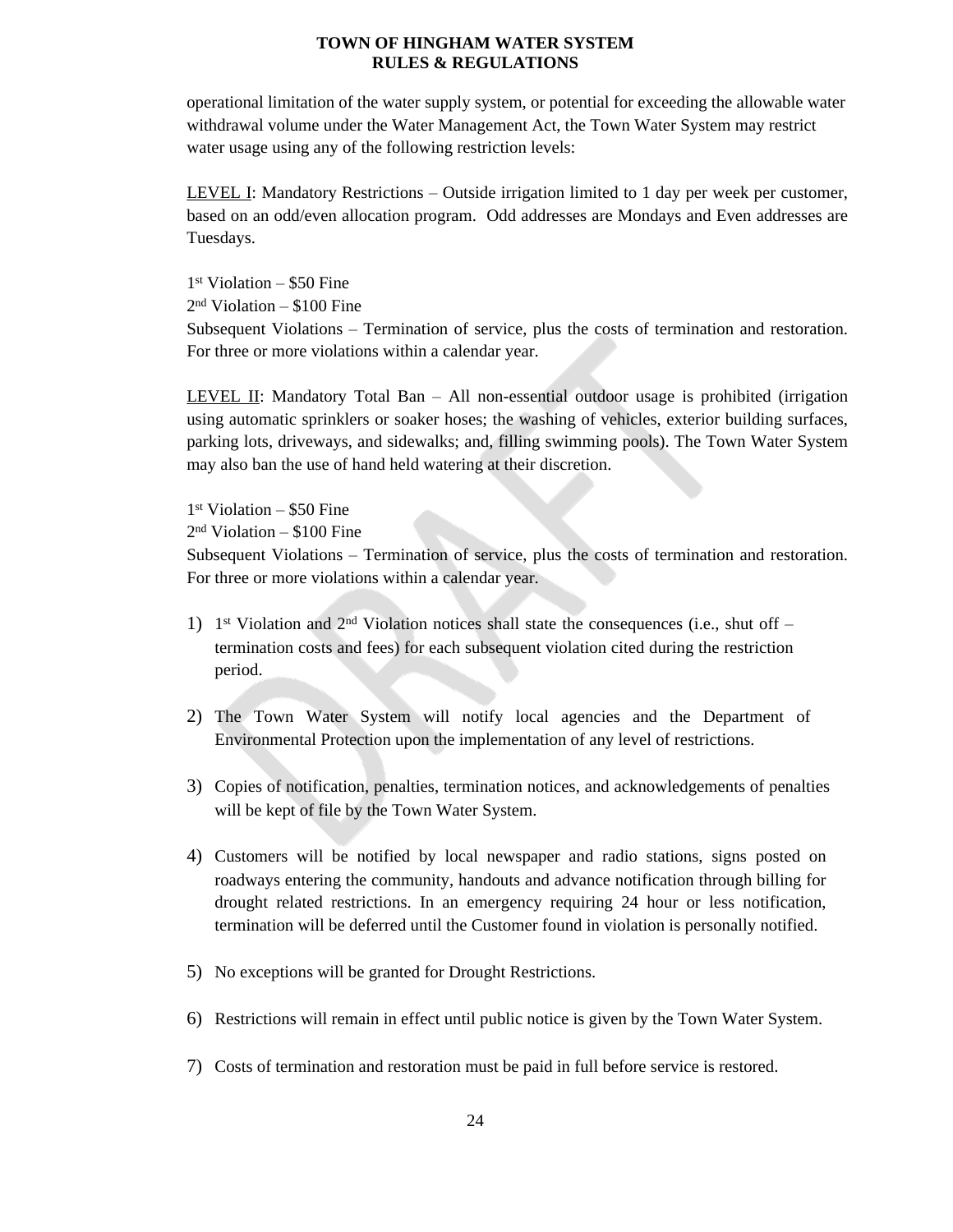operational limitation of the water supply system, or potential for exceeding the allowable water withdrawal volume under the Water Management Act, the Town Water System may restrict water usage using any of the following restriction levels:

<u>LEVEL I</u>: Mandatory Restrictions – Outside irrigation limited to 1 day per week per customer, based on an odd/even allocation program. Odd addresses are Mondays and Even addresses are Tuesdays.

1st Violation – $50 Fine
2nd Violation – $100 Fine
Subsequent Violations – Termination of service, plus the costs of termination and restoration. For three or more violations within a calendar year.

<u>LEVEL II</u>: Mandatory Total Ban – All non-essential outdoor usage is prohibited (irrigation using automatic sprinklers or soaker hoses; the washing of vehicles, exterior building surfaces, parking lots, driveways, and sidewalks; and, filling swimming pools). The Town Water System may also ban the use of hand held watering at their discretion.

1st Violation – $50 Fine
2nd Violation – $100 Fine
Subsequent Violations – Termination of service, plus the costs of termination and restoration. For three or more violations within a calendar year.

1) 1st Violation and 2nd Violation notices shall state the consequences (i.e., shut off – termination costs and fees) for each subsequent violation cited during the restriction period.

2) The Town Water System will notify local agencies and the Department of Environmental Protection upon the implementation of any level of restrictions.

3) Copies of notification, penalties, termination notices, and acknowledgements of penalties will be kept of file by the Town Water System.

4) Customers will be notified by local newspaper and radio stations, signs posted on roadways entering the community, handouts and advance notification through billing for drought related restrictions. In an emergency requiring 24 hour or less notification, termination will be deferred until the Customer found in violation is personally notified.

5) No exceptions will be granted for Drought Restrictions.

6) Restrictions will remain in effect until public notice is given by the Town Water System.

7) Costs of termination and restoration must be paid in full before service is restored.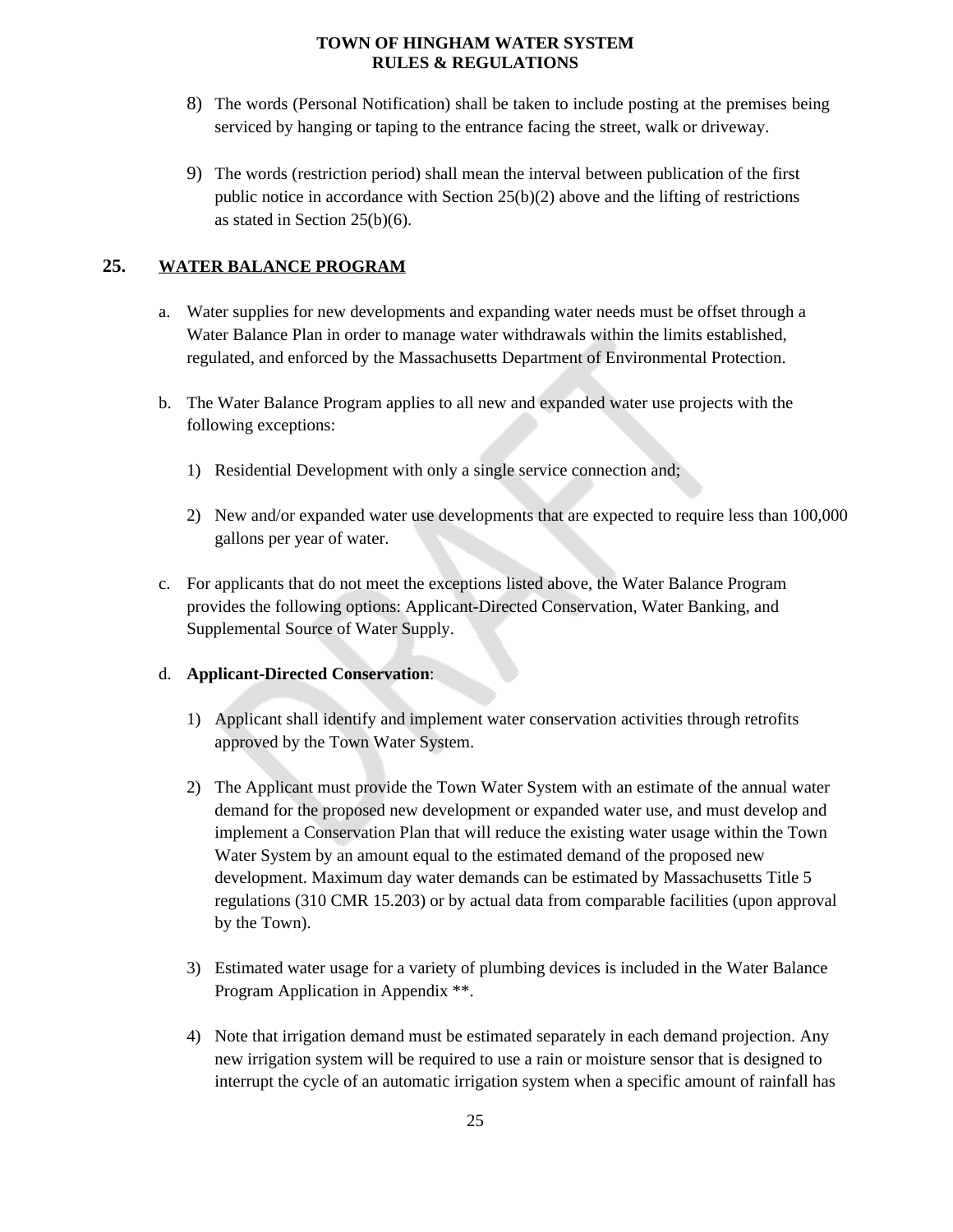8) The words (Personal Notification) shall be taken to include posting at the premises being serviced by hanging or taping to the entrance facing the street, walk or driveway.

9) The words (restriction period) shall mean the interval between publication of the first public notice in accordance with Section 25(b)(2) above and the lifting of restrictions as stated in Section 25(b)(6).

## 25. WATER BALANCE PROGRAM

a. Water supplies for new developments and expanding water needs must be offset through a Water Balance Plan in order to manage water withdrawals within the limits established, regulated, and enforced by the Massachusetts Department of Environmental Protection.

b. The Water Balance Program applies to all new and expanded water use projects with the following exceptions:

   1) Residential Development with only a single service connection and;

   2) New and/or expanded water use developments that are expected to require less than 100,000 gallons per year of water.

c. For applicants that do not meet the exceptions listed above, the Water Balance Program provides the following options: Applicant-Directed Conservation, Water Banking, and Supplemental Source of Water Supply.

d. **Applicant-Directed Conservation**:

   1) Applicant shall identify and implement water conservation activities through retrofits approved by the Town Water System.

   2) The Applicant must provide the Town Water System with an estimate of the annual water demand for the proposed new development or expanded water use, and must develop and implement a Conservation Plan that will reduce the existing water usage within the Town Water System by an amount equal to the estimated demand of the proposed new development. Maximum day water demands can be estimated by Massachusetts Title 5 regulations (310 CMR 15.203) or by actual data from comparable facilities (upon approval by the Town).

   3) Estimated water usage for a variety of plumbing devices is included in the Water Balance Program Application in Appendix **.

   4) Note that irrigation demand must be estimated separately in each demand projection. Any new irrigation system will be required to use a rain or moisture sensor that is designed to interrupt the cycle of an automatic irrigation system when a specific amount of rainfall has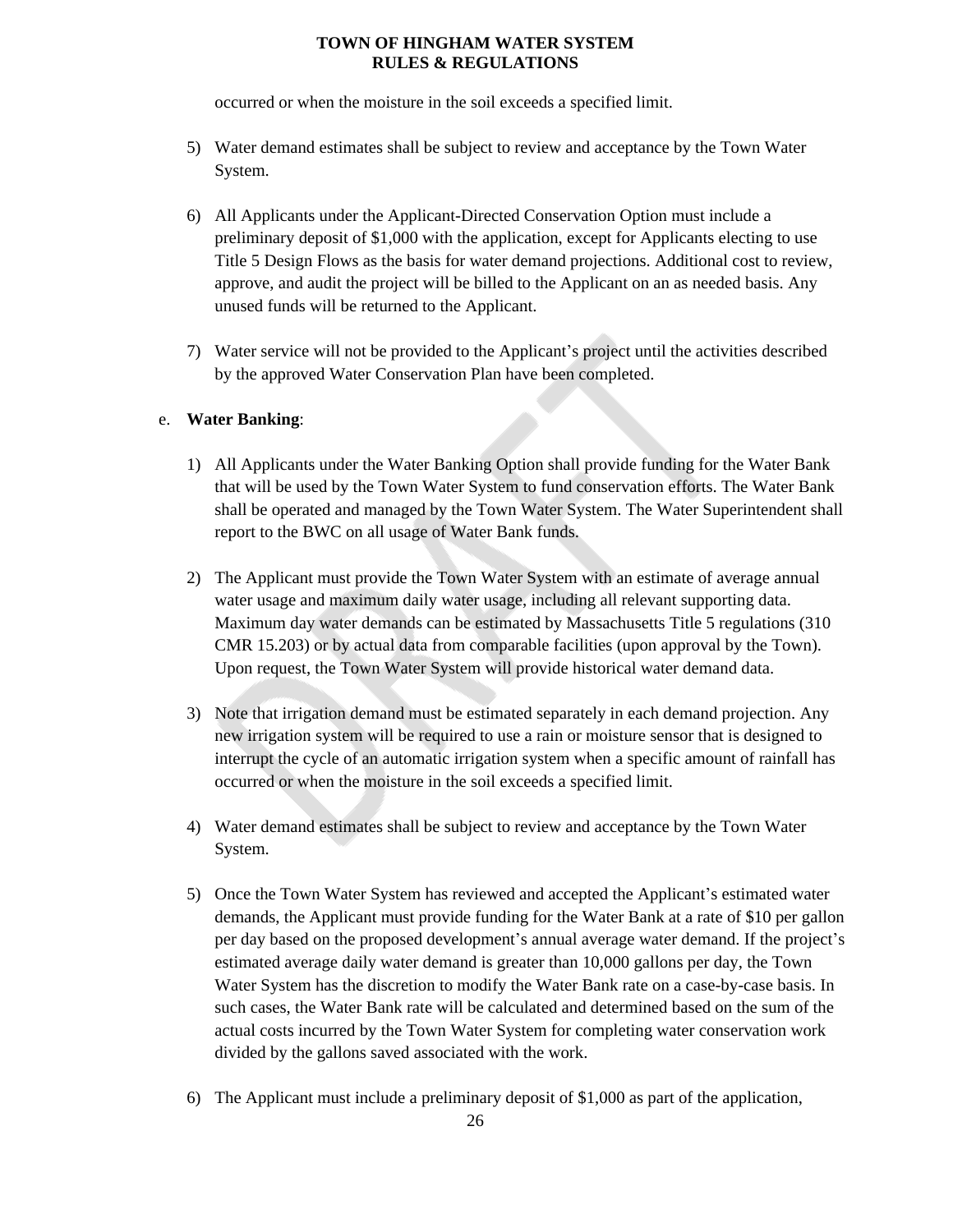occurred or when the moisture in the soil exceeds a specified limit.

5) Water demand estimates shall be subject to review and acceptance by the Town Water System.

6) All Applicants under the Applicant-Directed Conservation Option must include a preliminary deposit of $1,000 with the application, except for Applicants electing to use Title 5 Design Flows as the basis for water demand projections. Additional cost to review, approve, and audit the project will be billed to the Applicant on an as needed basis. Any unused funds will be returned to the Applicant.

7) Water service will not be provided to the Applicant's project until the activities described by the approved Water Conservation Plan have been completed.

e. **Water Banking**:

1) All Applicants under the Water Banking Option shall provide funding for the Water Bank that will be used by the Town Water System to fund conservation efforts. The Water Bank shall be operated and managed by the Town Water System. The Water Superintendent shall report to the BWC on all usage of Water Bank funds.

2) The Applicant must provide the Town Water System with an estimate of average annual water usage and maximum daily water usage, including all relevant supporting data. Maximum day water demands can be estimated by Massachusetts Title 5 regulations (310 CMR 15.203) or by actual data from comparable facilities (upon approval by the Town). Upon request, the Town Water System will provide historical water demand data.

3) Note that irrigation demand must be estimated separately in each demand projection. Any new irrigation system will be required to use a rain or moisture sensor that is designed to interrupt the cycle of an automatic irrigation system when a specific amount of rainfall has occurred or when the moisture in the soil exceeds a specified limit.

4) Water demand estimates shall be subject to review and acceptance by the Town Water System.

5) Once the Town Water System has reviewed and accepted the Applicant's estimated water demands, the Applicant must provide funding for the Water Bank at a rate of $10 per gallon per day based on the proposed development's annual average water demand. If the project's estimated average daily water demand is greater than 10,000 gallons per day, the Town Water System has the discretion to modify the Water Bank rate on a case-by-case basis. In such cases, the Water Bank rate will be calculated and determined based on the sum of the actual costs incurred by the Town Water System for completing water conservation work divided by the gallons saved associated with the work.

6) The Applicant must include a preliminary deposit of $1,000 as part of the application,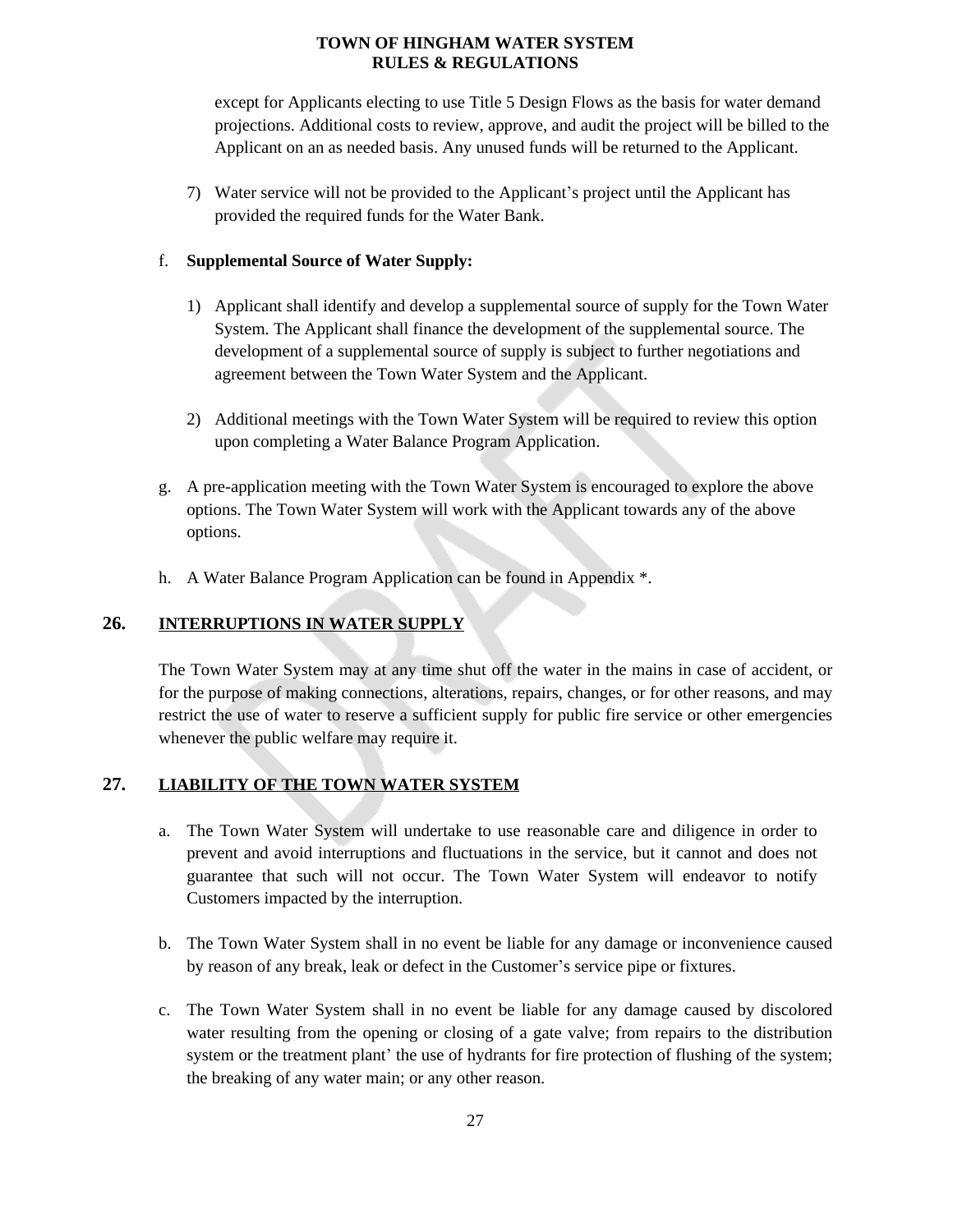except for Applicants electing to use Title 5 Design Flows as the basis for water demand projections. Additional costs to review, approve, and audit the project will be billed to the Applicant on an as needed basis. Any unused funds will be returned to the Applicant.

7) Water service will not be provided to the Applicant's project until the Applicant has provided the required funds for the Water Bank.

f. **Supplemental Source of Water Supply:**

1) Applicant shall identify and develop a supplemental source of supply for the Town Water System. The Applicant shall finance the development of the supplemental source. The development of a supplemental source of supply is subject to further negotiations and agreement between the Town Water System and the Applicant.

2) Additional meetings with the Town Water System will be required to review this option upon completing a Water Balance Program Application.

g. A pre-application meeting with the Town Water System is encouraged to explore the above options. The Town Water System will work with the Applicant towards any of the above options.

h. A Water Balance Program Application can be found in Appendix *.

## 26. INTERRUPTIONS IN WATER SUPPLY

The Town Water System may at any time shut off the water in the mains in case of accident, or for the purpose of making connections, alterations, repairs, changes, or for other reasons, and may restrict the use of water to reserve a sufficient supply for public fire service or other emergencies whenever the public welfare may require it.

## 27. LIABILITY OF THE TOWN WATER SYSTEM

a. The Town Water System will undertake to use reasonable care and diligence in order to prevent and avoid interruptions and fluctuations in the service, but it cannot and does not guarantee that such will not occur. The Town Water System will endeavor to notify Customers impacted by the interruption.

b. The Town Water System shall in no event be liable for any damage or inconvenience caused by reason of any break, leak or defect in the Customer's service pipe or fixtures.

c. The Town Water System shall in no event be liable for any damage caused by discolored water resulting from the opening or closing of a gate valve; from repairs to the distribution system or the treatment plant' the use of hydrants for fire protection of flushing of the system; the breaking of any water main; or any other reason.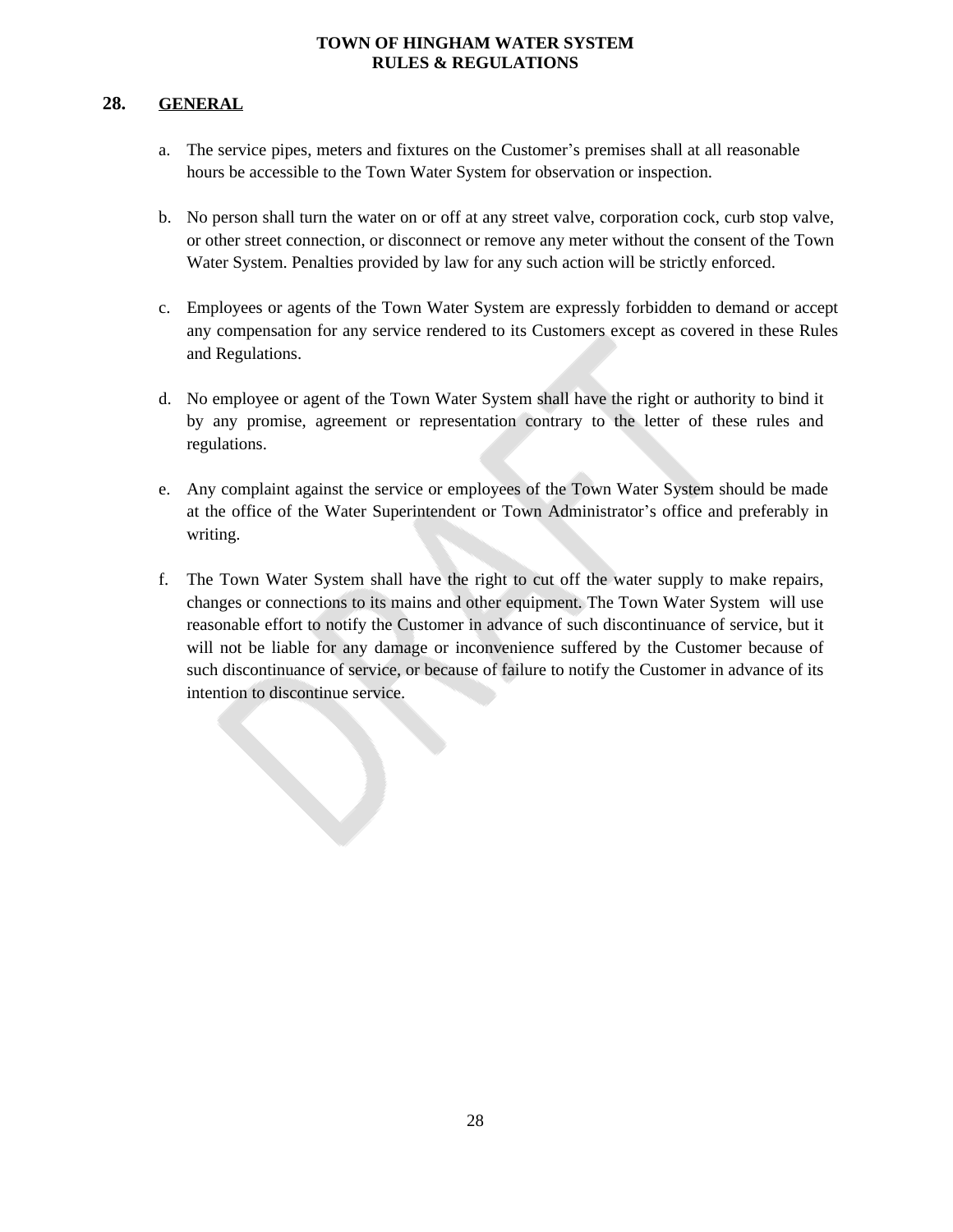## 28. GENERAL

a. The service pipes, meters and fixtures on the Customer's premises shall at all reasonable hours be accessible to the Town Water System for observation or inspection.

b. No person shall turn the water on or off at any street valve, corporation cock, curb stop valve, or other street connection, or disconnect or remove any meter without the consent of the Town Water System. Penalties provided by law for any such action will be strictly enforced.

c. Employees or agents of the Town Water System are expressly forbidden to demand or accept any compensation for any service rendered to its Customers except as covered in these Rules and Regulations.

d. No employee or agent of the Town Water System shall have the right or authority to bind it by any promise, agreement or representation contrary to the letter of these rules and regulations.

e. Any complaint against the service or employees of the Town Water System should be made at the office of the Water Superintendent or Town Administrator's office and preferably in writing.

f. The Town Water System shall have the right to cut off the water supply to make repairs, changes or connections to its mains and other equipment. The Town Water System will use reasonable effort to notify the Customer in advance of such discontinuance of service, but it will not be liable for any damage or inconvenience suffered by the Customer because of such discontinuance of service, or because of failure to notify the Customer in advance of its intention to discontinue service.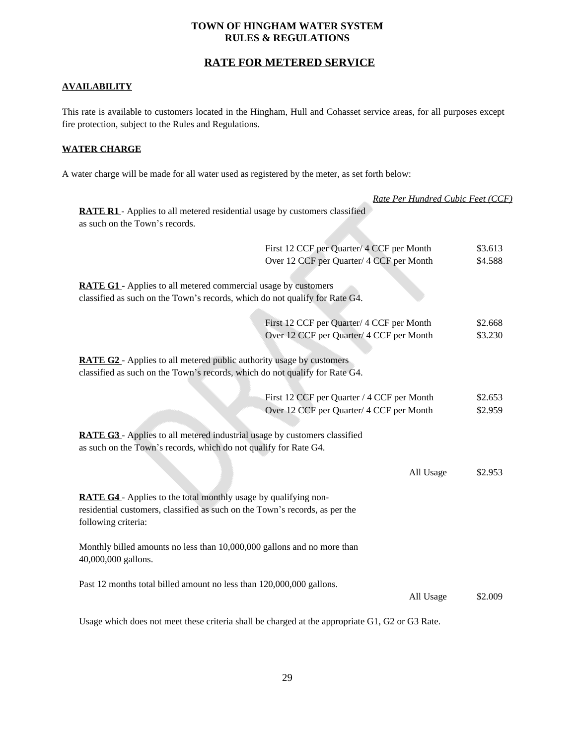# TOWN OF HINGHAM WATER SYSTEM
# RULES & REGULATIONS

## RATE FOR METERED SERVICE

### AVAILABILITY

This rate is available to customers located in the Hingham, Hull and Cohasset service areas, for all purposes except fire protection, subject to the Rules and Regulations.

### WATER CHARGE

A water charge will be made for all water used as registered by the meter, as set forth below:

*Rate Per Hundred Cubic Feet (CCF)*

**RATE R1** - Applies to all metered residential usage by customers classified as such on the Town's records.

| | |
|---|---|
| First 12 CCF per Quarter/ 4 CCF per Month | \$3.613 |
| Over 12 CCF per Quarter/ 4 CCF per Month | \$4.588 |

**RATE G1** - Applies to all metered commercial usage by customers classified as such on the Town's records, which do not qualify for Rate G4.

| | |
|---|---|
| First 12 CCF per Quarter/ 4 CCF per Month | \$2.668 |
| Over 12 CCF per Quarter/ 4 CCF per Month | \$3.230 |

**RATE G2** - Applies to all metered public authority usage by customers classified as such on the Town's records, which do not qualify for Rate G4.

| | |
|---|---|
| First 12 CCF per Quarter / 4 CCF per Month | \$2.653 |
| Over 12 CCF per Quarter/ 4 CCF per Month | \$2.959 |

**RATE G3** - Applies to all metered industrial usage by customers classified as such on the Town's records, which do not qualify for Rate G4.

| | |
|---|---|
| All Usage | \$2.953 |

**RATE G4** - Applies to the total monthly usage by qualifying non-residential customers, classified as such on the Town's records, as per the following criteria:

Monthly billed amounts no less than 10,000,000 gallons and no more than 40,000,000 gallons.

Past 12 months total billed amount no less than 120,000,000 gallons.

| | |
|---|---|
| All Usage | \$2.009 |

Usage which does not meet these criteria shall be charged at the appropriate G1, G2 or G3 Rate.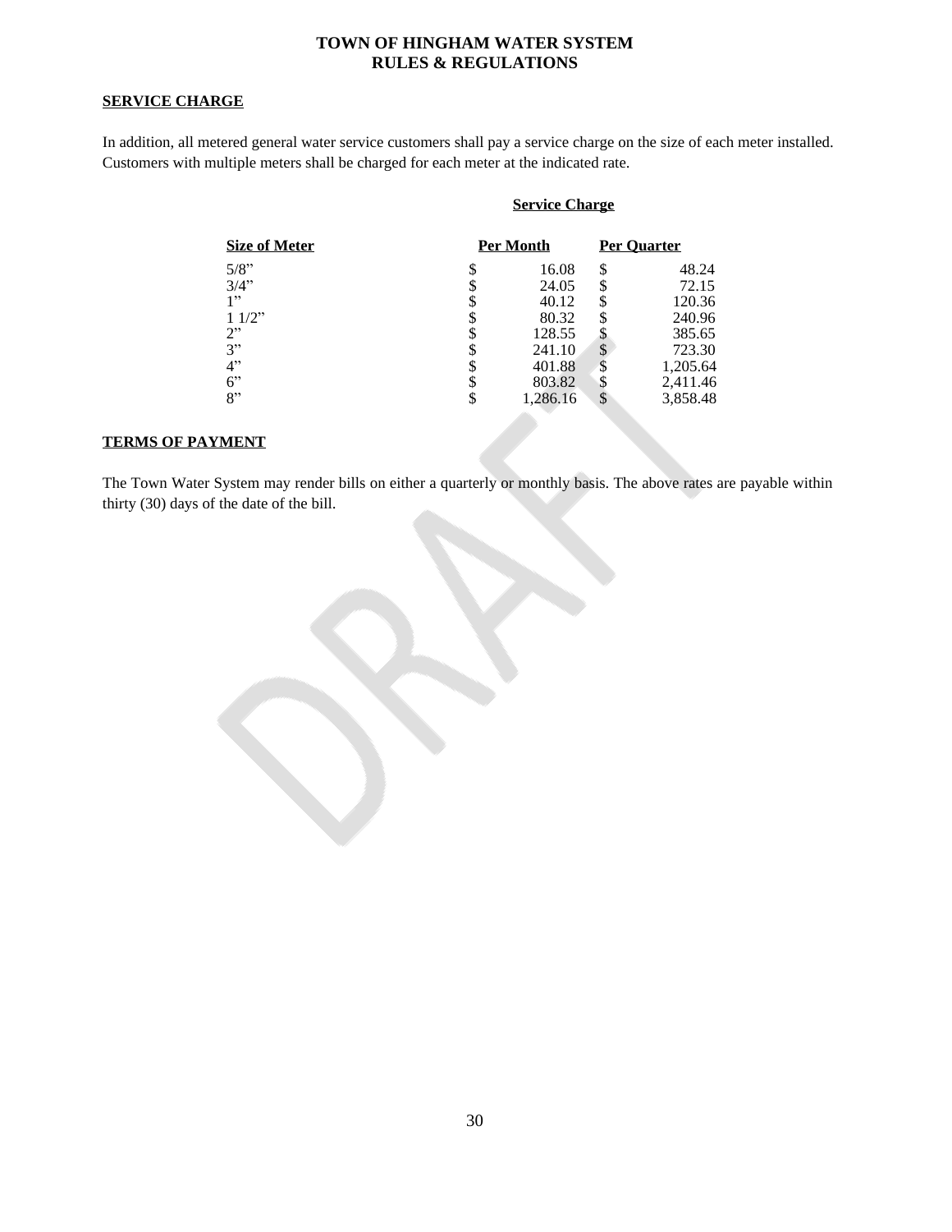## SERVICE CHARGE

In addition, all metered general water service customers shall pay a service charge on the size of each meter installed. Customers with multiple meters shall be charged for each meter at the indicated rate.

| | Service Charge | |
|---|---|---|
| **Size of Meter** | **Per Month** | **Per Quarter** |
| 5/8" | $ 16.08 | $ 48.24 |
| 3/4" | $ 24.05 | $ 72.15 |
| 1" | $ 40.12 | $ 120.36 |
| 1 1/2" | $ 80.32 | $ 240.96 |
| 2" | $ 128.55 | $ 385.65 |
| 3" | $ 241.10 | $ 723.30 |
| 4" | $ 401.88 | $ 1,205.64 |
| 6" | $ 803.82 | $ 2,411.46 |
| 8" | $ 1,286.16 | $ 3,858.48 |

## TERMS OF PAYMENT

The Town Water System may render bills on either a quarterly or monthly basis. The above rates are payable within thirty (30) days of the date of the bill.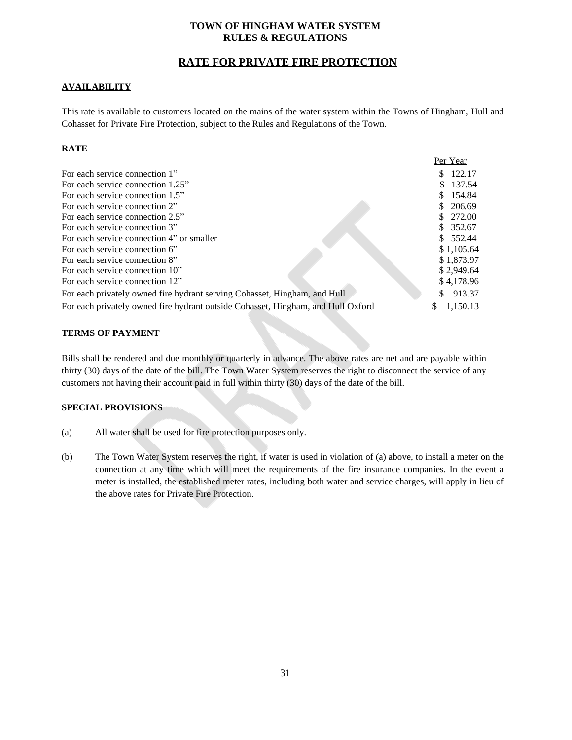**TOWN OF HINGHAM WATER SYSTEM**
**RULES & REGULATIONS**

## RATE FOR PRIVATE FIRE PROTECTION

### AVAILABILITY

This rate is available to customers located on the mains of the water system within the Towns of Hingham, Hull and Cohasset for Private Fire Protection, subject to the Rules and Regulations of the Town.

### RATE

| | Per Year |
|---|---|
| For each service connection 1" | $ 122.17 |
| For each service connection 1.25" | $ 137.54 |
| For each service connection 1.5" | $ 154.84 |
| For each service connection 2" | $ 206.69 |
| For each service connection 2.5" | $ 272.00 |
| For each service connection 3" | $ 352.67 |
| For each service connection 4" or smaller | $ 552.44 |
| For each service connection 6" | $ 1,105.64 |
| For each service connection 8" | $ 1,873.97 |
| For each service connection 10" | $ 2,949.64 |
| For each service connection 12" | $ 4,178.96 |
| For each privately owned fire hydrant serving Cohasset, Hingham, and Hull | $ 913.37 |
| For each privately owned fire hydrant outside Cohasset, Hingham, and Hull Oxford | $ 1,150.13 |

### TERMS OF PAYMENT

Bills shall be rendered and due monthly or quarterly in advance. The above rates are net and are payable within thirty (30) days of the date of the bill. The Town Water System reserves the right to disconnect the service of any customers not having their account paid in full within thirty (30) days of the date of the bill.

### SPECIAL PROVISIONS

(a) All water shall be used for fire protection purposes only.

(b) The Town Water System reserves the right, if water is used in violation of (a) above, to install a meter on the connection at any time which will meet the requirements of the fire insurance companies. In the event a meter is installed, the established meter rates, including both water and service charges, will apply in lieu of the above rates for Private Fire Protection.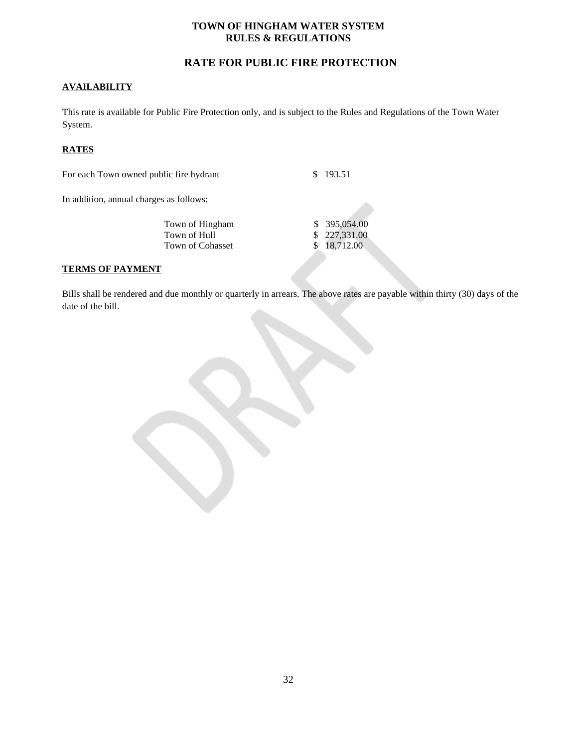**TOWN OF HINGHAM WATER SYSTEM**
**RULES & REGULATIONS**

## RATE FOR PUBLIC FIRE PROTECTION

### AVAILABILITY

This rate is available for Public Fire Protection only, and is subject to the Rules and Regulations of the Town Water System.

### RATES

| | |
|---|---|
| For each Town owned public fire hydrant | $ 193.51 |

In addition, annual charges as follows:

| | |
|---|---|
| Town of Hingham | $ 395,054.00 |
| Town of Hull | $ 227,331.00 |
| Town of Cohasset | $ 18,712.00 |

### TERMS OF PAYMENT

Bills shall be rendered and due monthly or quarterly in arrears. The above rates are payable within thirty (30) days of the date of the bill.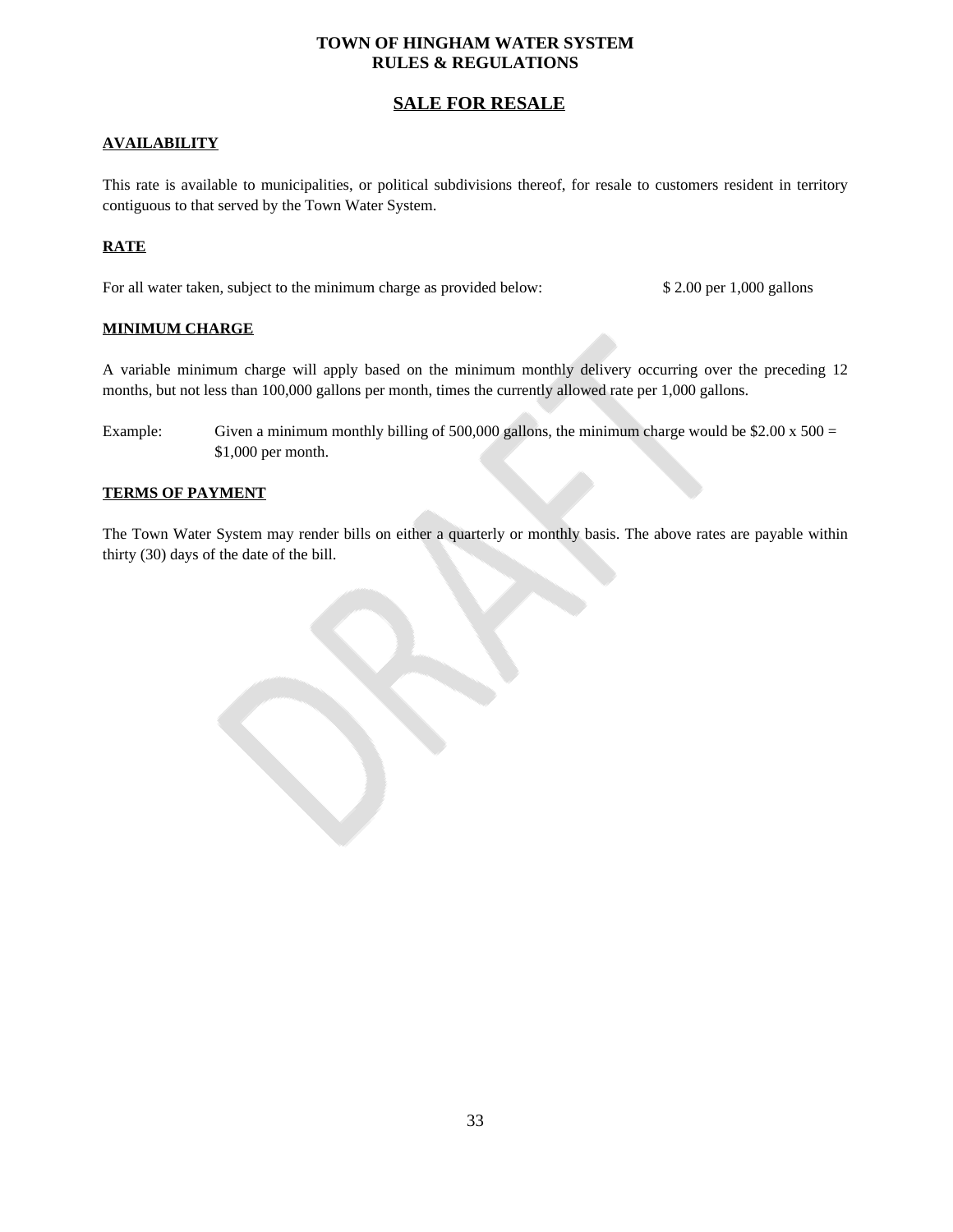**TOWN OF HINGHAM WATER SYSTEM**
**RULES & REGULATIONS**

# SALE FOR RESALE

## AVAILABILITY

This rate is available to municipalities, or political subdivisions thereof, for resale to customers resident in territory contiguous to that served by the Town Water System.

## RATE

For all water taken, subject to the minimum charge as provided below: $ 2.00 per 1,000 gallons

## MINIMUM CHARGE

A variable minimum charge will apply based on the minimum monthly delivery occurring over the preceding 12 months, but not less than 100,000 gallons per month, times the currently allowed rate per 1,000 gallons.

Example: Given a minimum monthly billing of 500,000 gallons, the minimum charge would be $2.00 x 500 = $1,000 per month.

## TERMS OF PAYMENT

The Town Water System may render bills on either a quarterly or monthly basis. The above rates are payable within thirty (30) days of the date of the bill.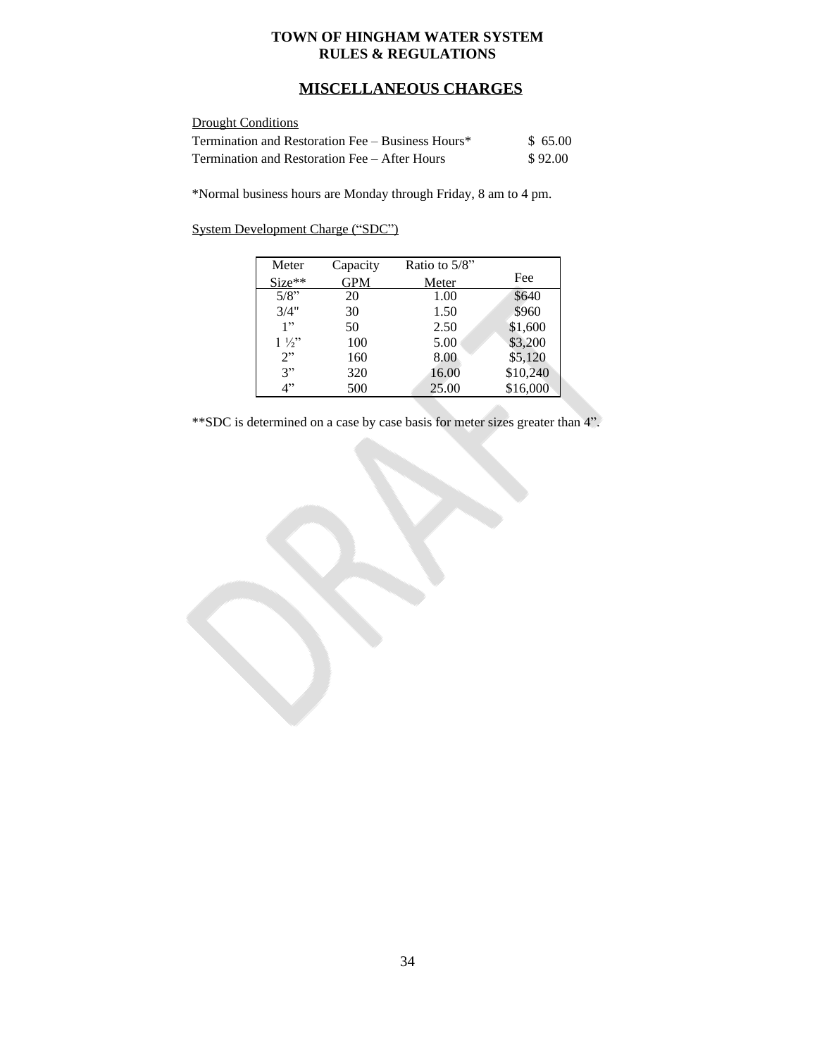# TOWN OF HINGHAM WATER SYSTEM
# RULES & REGULATIONS

## MISCELLANEOUS CHARGES

Drought Conditions

| | |
|---|---|
| Termination and Restoration Fee – Business Hours* | $ 65.00 |
| Termination and Restoration Fee – After Hours | $ 92.00 |

*Normal business hours are Monday through Friday, 8 am to 4 pm.

System Development Charge ("SDC")

| Meter Size** | Capacity GPM | Ratio to 5/8" Meter | Fee |
|---|---|---|---|
| 5/8" | 20 | 1.00 | $640 |
| 3/4" | 30 | 1.50 | $960 |
| 1" | 50 | 2.50 | $1,600 |
| 1 ½" | 100 | 5.00 | $3,200 |
| 2" | 160 | 8.00 | $5,120 |
| 3" | 320 | 16.00 | $10,240 |
| 4" | 500 | 25.00 | $16,000 |

**SDC is determined on a case by case basis for meter sizes greater than 4".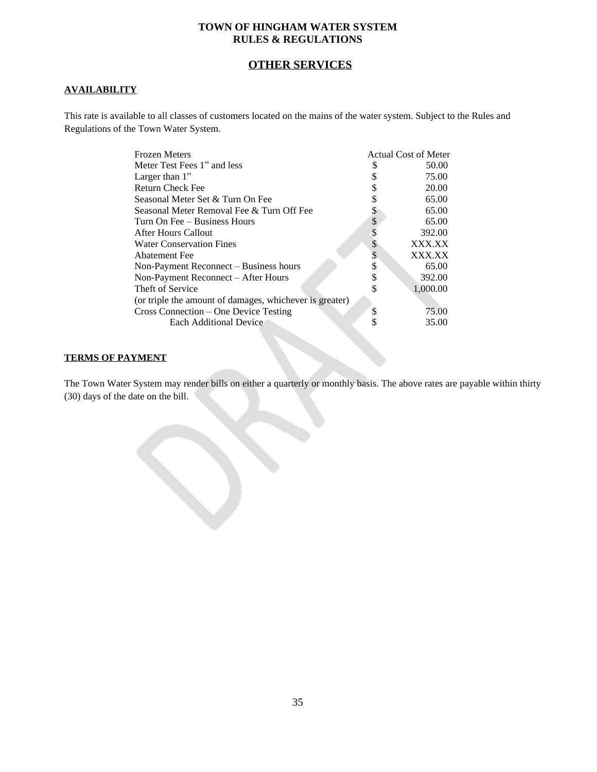**TOWN OF HINGHAM WATER SYSTEM**
**RULES & REGULATIONS**

## OTHER SERVICES

### AVAILABILITY

This rate is available to all classes of customers located on the mains of the water system. Subject to the Rules and Regulations of the Town Water System.

| Service | | Fee |
|---|---|---|
| Frozen Meters | | Actual Cost of Meter |
| Meter Test Fees 1" and less | $ | 50.00 |
| Larger than 1" | $ | 75.00 |
| Return Check Fee | $ | 20.00 |
| Seasonal Meter Set & Turn On Fee | $ | 65.00 |
| Seasonal Meter Removal Fee & Turn Off Fee | $ | 65.00 |
| Turn On Fee – Business Hours | $ | 65.00 |
| After Hours Callout | $ | 392.00 |
| Water Conservation Fines | $ | XXX.XX |
| Abatement Fee | $ | XXX.XX |
| Non-Payment Reconnect – Business hours | $ | 65.00 |
| Non-Payment Reconnect – After Hours | $ | 392.00 |
| Theft of Service | $ | 1,000.00 |
| (or triple the amount of damages, whichever is greater) | | |
| Cross Connection – One Device Testing | $ | 75.00 |
| Each Additional Device | $ | 35.00 |

### TERMS OF PAYMENT

The Town Water System may render bills on either a quarterly or monthly basis. The above rates are payable within thirty (30) days of the date on the bill.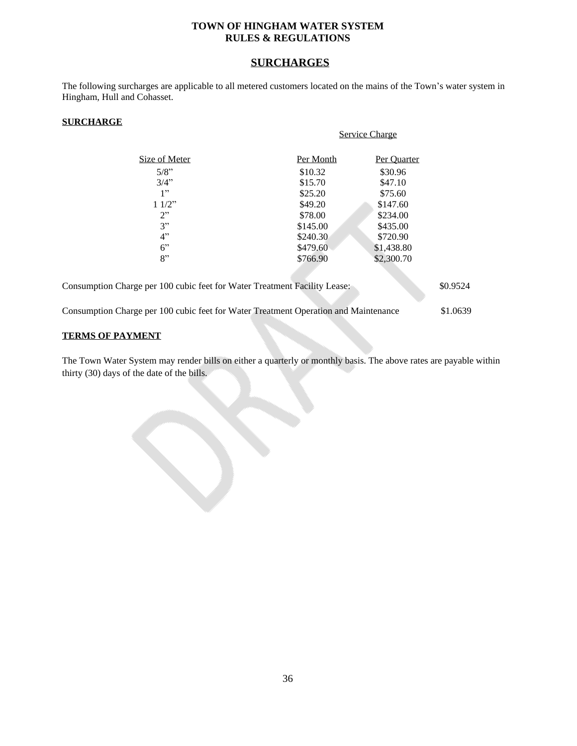**TOWN OF HINGHAM WATER SYSTEM**
**RULES & REGULATIONS**

## SURCHARGES

The following surcharges are applicable to all metered customers located on the mains of the Town's water system in Hingham, Hull and Cohasset.

**SURCHARGE**

| | Service Charge | |
|---|---|---|
| Size of Meter | Per Month | Per Quarter |
| 5/8" | $10.32 | $30.96 |
| 3/4" | $15.70 | $47.10 |
| 1" | $25.20 | $75.60 |
| 1 1/2" | $49.20 | $147.60 |
| 2" | $78.00 | $234.00 |
| 3" | $145.00 | $435.00 |
| 4" | $240.30 | $720.90 |
| 6" | $479.60 | $1,438.80 |
| 8" | $766.90 | $2,300.70 |

Consumption Charge per 100 cubic feet for Water Treatment Facility Lease: $0.9524

Consumption Charge per 100 cubic feet for Water Treatment Operation and Maintenance $1.0639

**TERMS OF PAYMENT**

The Town Water System may render bills on either a quarterly or monthly basis. The above rates are payable within thirty (30) days of the date of the bills.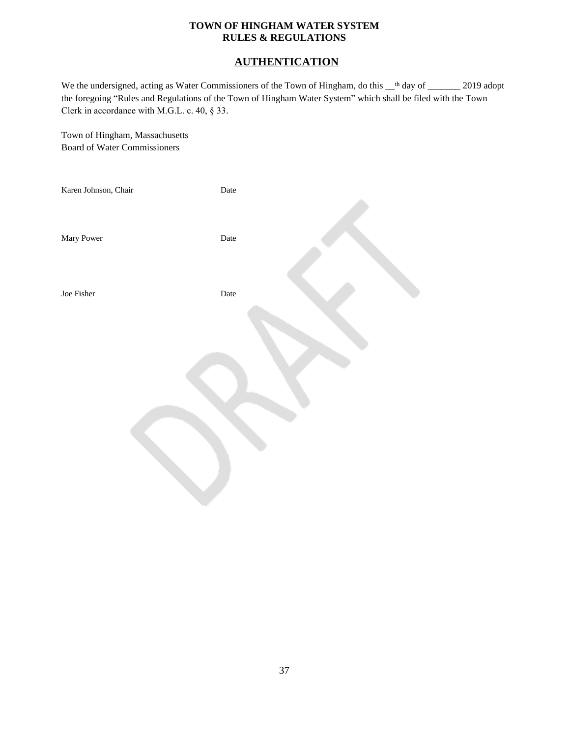# AUTHENTICATION

We the undersigned, acting as Water Commissioners of the Town of Hingham, do this __th day of _______ 2019 adopt the foregoing "Rules and Regulations of the Town of Hingham Water System" which shall be filed with the Town Clerk in accordance with M.G.L. c. 40, § 33.

Town of Hingham, Massachusetts
Board of Water Commissioners

Karen Johnson, Chair　　　　Date

Mary Power　　　　Date

Joe Fisher　　　　Date

DRAFT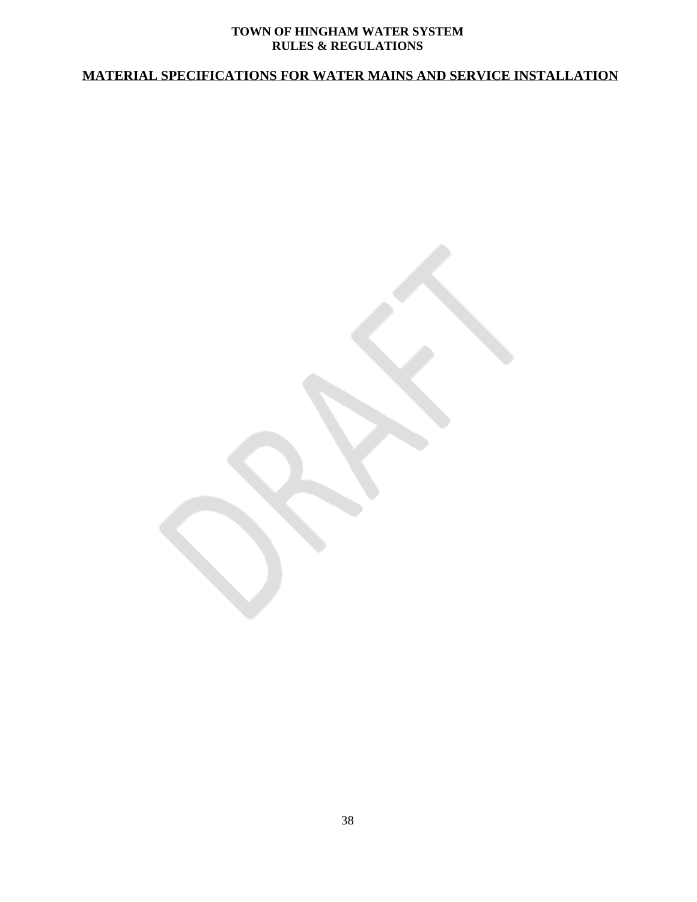**TOWN OF HINGHAM WATER SYSTEM**
**RULES & REGULATIONS**

## MATERIAL SPECIFICATIONS FOR WATER MAINS AND SERVICE INSTALLATION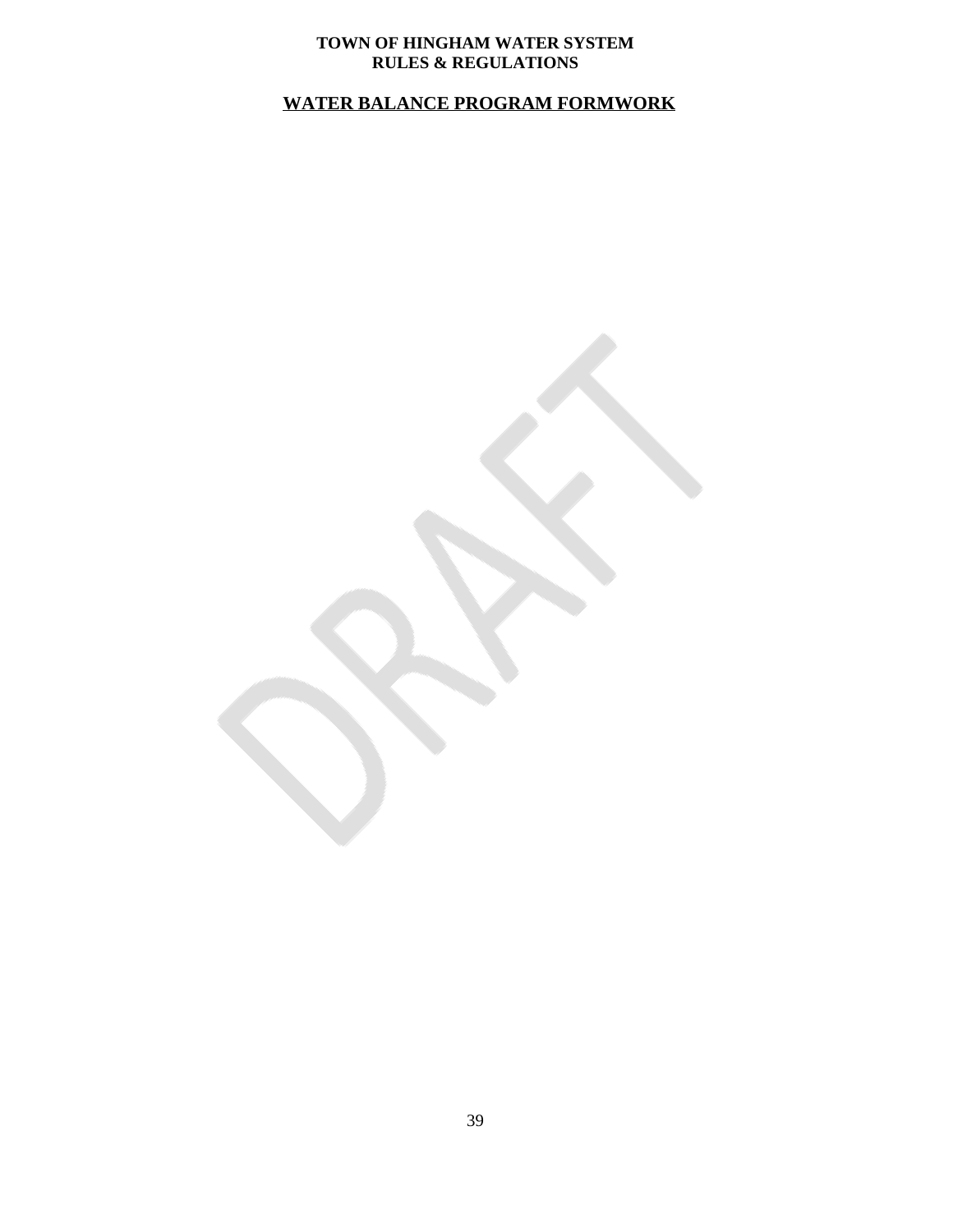## WATER BALANCE PROGRAM FORMWORK